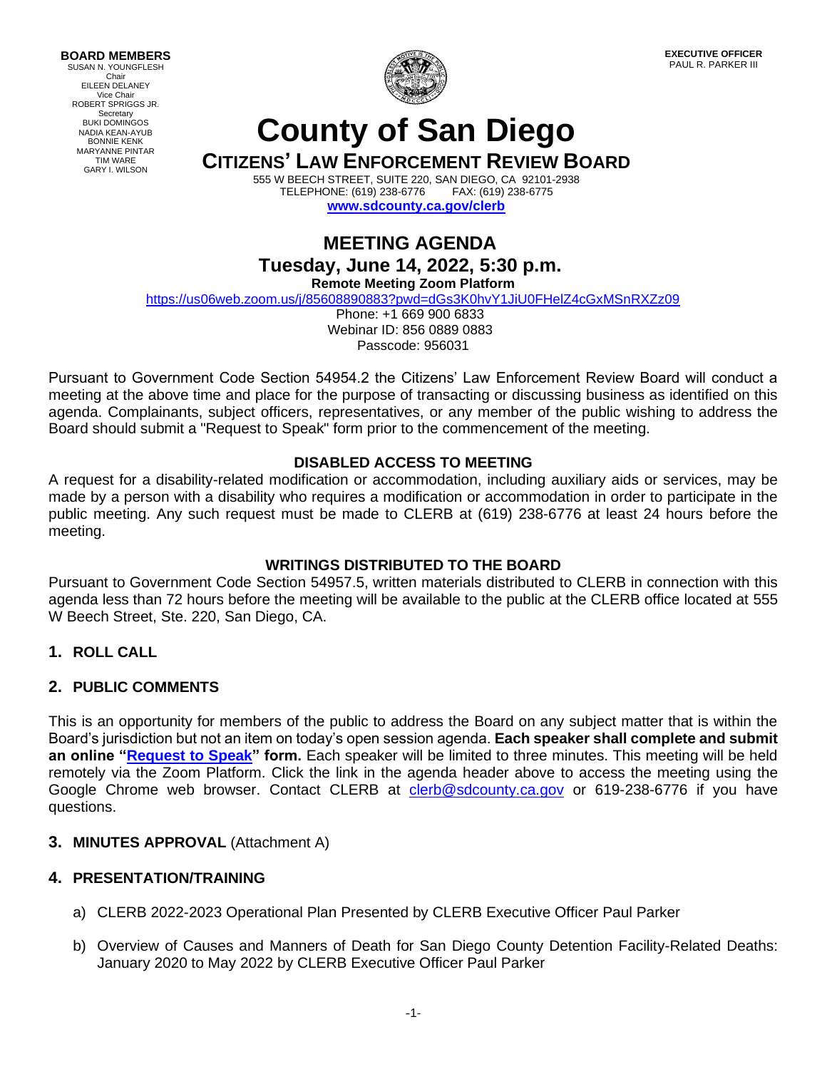**BOARD MEMBERS**
SUSAN N. YOUNGFLESH
Chair
EILEEN DELANEY
Vice Chair
ROBERT SPRIGGS JR.
Secretary
BUKI DOMINGOS
NADIA KEAN-AYUB
BONNIE KENK
MARYANNE PINTAR
TIM WARE
GARY I. WILSON

**EXECUTIVE OFFICER**
PAUL R. PARKER III

# County of San Diego

## CITIZENS' LAW ENFORCEMENT REVIEW BOARD

555 W BEECH STREET, SUITE 220, SAN DIEGO, CA 92101-2938
TELEPHONE: (619) 238-6776 FAX: (619) 238-6775
**www.sdcounty.ca.gov/clerb**

# MEETING AGENDA

## Tuesday, June 14, 2022, 5:30 p.m.

**Remote Meeting Zoom Platform**

https://us06web.zoom.us/j/85608890883?pwd=dGs3K0hvY1JiU0FHelZ4cGxMSnRXZz09
Phone: +1 669 900 6833
Webinar ID: 856 0889 0883
Passcode: 956031

Pursuant to Government Code Section 54954.2 the Citizens' Law Enforcement Review Board will conduct a meeting at the above time and place for the purpose of transacting or discussing business as identified on this agenda. Complainants, subject officers, representatives, or any member of the public wishing to address the Board should submit a "Request to Speak" form prior to the commencement of the meeting.

### DISABLED ACCESS TO MEETING

A request for a disability-related modification or accommodation, including auxiliary aids or services, may be made by a person with a disability who requires a modification or accommodation in order to participate in the public meeting. Any such request must be made to CLERB at (619) 238-6776 at least 24 hours before the meeting.

### WRITINGS DISTRIBUTED TO THE BOARD

Pursuant to Government Code Section 54957.5, written materials distributed to CLERB in connection with this agenda less than 72 hours before the meeting will be available to the public at the CLERB office located at 555 W Beech Street, Ste. 220, San Diego, CA.

### 1. ROLL CALL

### 2. PUBLIC COMMENTS

This is an opportunity for members of the public to address the Board on any subject matter that is within the Board's jurisdiction but not an item on today's open session agenda. **Each speaker shall complete and submit an online "Request to Speak" form.** Each speaker will be limited to three minutes. This meeting will be held remotely via the Zoom Platform. Click the link in the agenda header above to access the meeting using the Google Chrome web browser. Contact CLERB at clerb@sdcounty.ca.gov or 619-238-6776 if you have questions.

### 3. MINUTES APPROVAL (Attachment A)

### 4. PRESENTATION/TRAINING

a) CLERB 2022-2023 Operational Plan Presented by CLERB Executive Officer Paul Parker

b) Overview of Causes and Manners of Death for San Diego County Detention Facility-Related Deaths: January 2020 to May 2022 by CLERB Executive Officer Paul Parker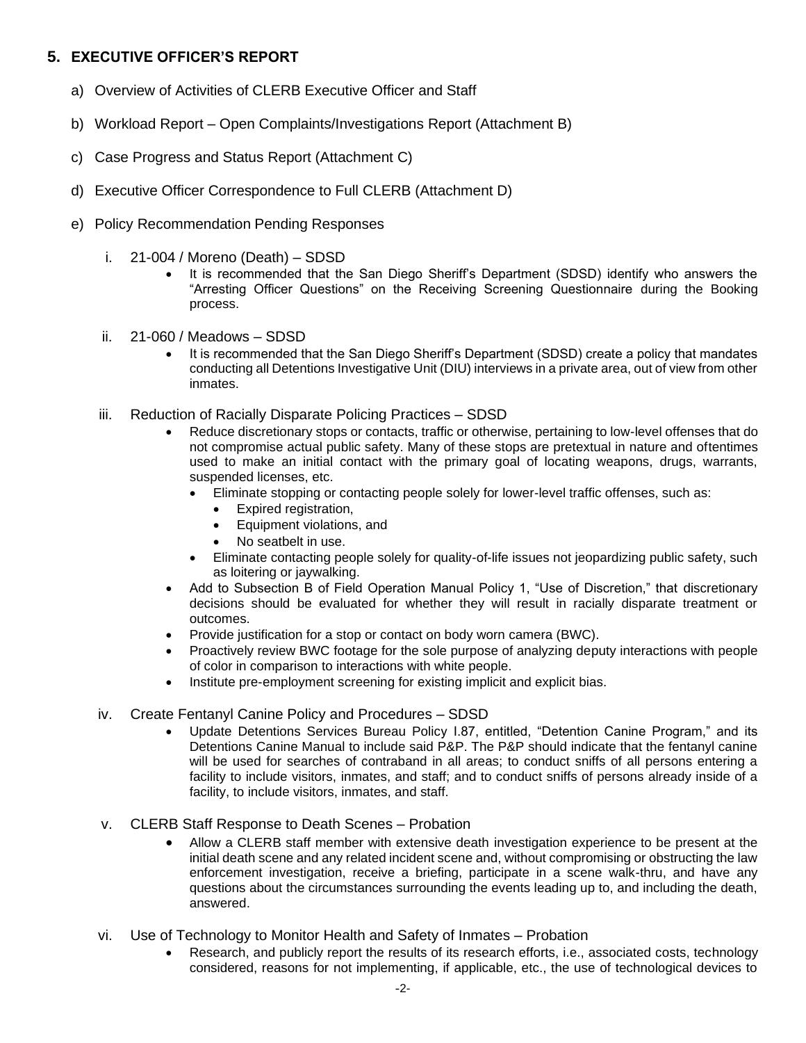## 5. EXECUTIVE OFFICER'S REPORT

a) Overview of Activities of CLERB Executive Officer and Staff

b) Workload Report – Open Complaints/Investigations Report (Attachment B)

c) Case Progress and Status Report (Attachment C)

d) Executive Officer Correspondence to Full CLERB (Attachment D)

e) Policy Recommendation Pending Responses

i. 21-004 / Moreno (Death) – SDSD

- It is recommended that the San Diego Sheriff's Department (SDSD) identify who answers the "Arresting Officer Questions" on the Receiving Screening Questionnaire during the Booking process.

ii. 21-060 / Meadows – SDSD

- It is recommended that the San Diego Sheriff's Department (SDSD) create a policy that mandates conducting all Detentions Investigative Unit (DIU) interviews in a private area, out of view from other inmates.

iii. Reduction of Racially Disparate Policing Practices – SDSD

- Reduce discretionary stops or contacts, traffic or otherwise, pertaining to low-level offenses that do not compromise actual public safety. Many of these stops are pretextual in nature and oftentimes used to make an initial contact with the primary goal of locating weapons, drugs, warrants, suspended licenses, etc.
  - Eliminate stopping or contacting people solely for lower-level traffic offenses, such as:
    - Expired registration,
    - Equipment violations, and
    - No seatbelt in use.
  - Eliminate contacting people solely for quality-of-life issues not jeopardizing public safety, such as loitering or jaywalking.
- Add to Subsection B of Field Operation Manual Policy 1, "Use of Discretion," that discretionary decisions should be evaluated for whether they will result in racially disparate treatment or outcomes.
- Provide justification for a stop or contact on body worn camera (BWC).
- Proactively review BWC footage for the sole purpose of analyzing deputy interactions with people of color in comparison to interactions with white people.
- Institute pre-employment screening for existing implicit and explicit bias.

iv. Create Fentanyl Canine Policy and Procedures – SDSD

- Update Detentions Services Bureau Policy I.87, entitled, "Detention Canine Program," and its Detentions Canine Manual to include said P&P. The P&P should indicate that the fentanyl canine will be used for searches of contraband in all areas; to conduct sniffs of all persons entering a facility to include visitors, inmates, and staff; and to conduct sniffs of persons already inside of a facility, to include visitors, inmates, and staff.

v. CLERB Staff Response to Death Scenes – Probation

- Allow a CLERB staff member with extensive death investigation experience to be present at the initial death scene and any related incident scene and, without compromising or obstructing the law enforcement investigation, receive a briefing, participate in a scene walk-thru, and have any questions about the circumstances surrounding the events leading up to, and including the death, answered.

vi. Use of Technology to Monitor Health and Safety of Inmates – Probation

- Research, and publicly report the results of its research efforts, i.e., associated costs, technology considered, reasons for not implementing, if applicable, etc., the use of technological devices to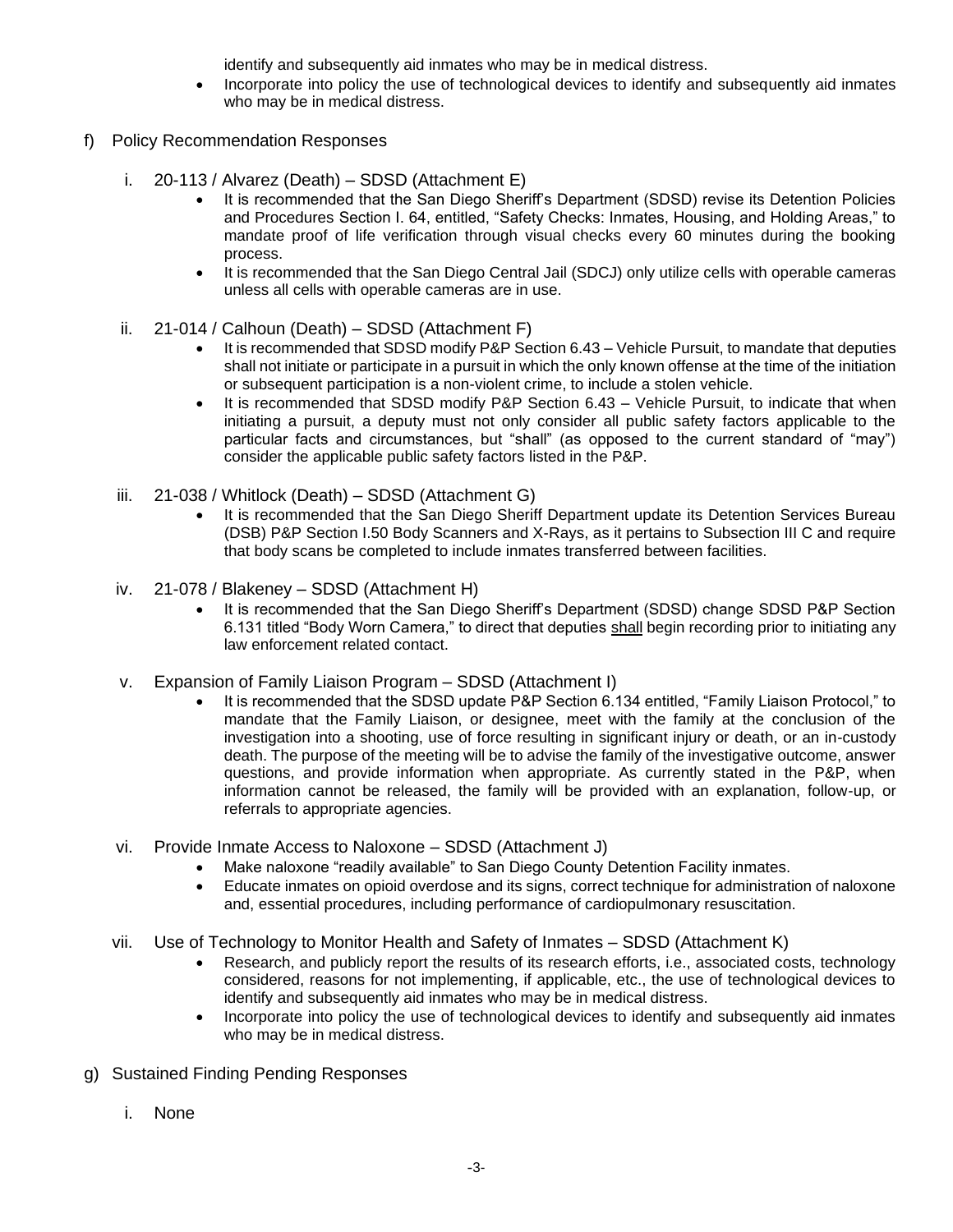identify and subsequently aid inmates who may be in medical distress.

- Incorporate into policy the use of technological devices to identify and subsequently aid inmates who may be in medical distress.

f) Policy Recommendation Responses

   i. 20-113 / Alvarez (Death) – SDSD (Attachment E)
      - It is recommended that the San Diego Sheriff's Department (SDSD) revise its Detention Policies and Procedures Section I. 64, entitled, "Safety Checks: Inmates, Housing, and Holding Areas," to mandate proof of life verification through visual checks every 60 minutes during the booking process.
      - It is recommended that the San Diego Central Jail (SDCJ) only utilize cells with operable cameras unless all cells with operable cameras are in use.

   ii. 21-014 / Calhoun (Death) – SDSD (Attachment F)
      - It is recommended that SDSD modify P&P Section 6.43 – Vehicle Pursuit, to mandate that deputies shall not initiate or participate in a pursuit in which the only known offense at the time of the initiation or subsequent participation is a non-violent crime, to include a stolen vehicle.
      - It is recommended that SDSD modify P&P Section 6.43 – Vehicle Pursuit, to indicate that when initiating a pursuit, a deputy must not only consider all public safety factors applicable to the particular facts and circumstances, but "shall" (as opposed to the current standard of "may") consider the applicable public safety factors listed in the P&P.

   iii. 21-038 / Whitlock (Death) – SDSD (Attachment G)
      - It is recommended that the San Diego Sheriff Department update its Detention Services Bureau (DSB) P&P Section I.50 Body Scanners and X-Rays, as it pertains to Subsection III C and require that body scans be completed to include inmates transferred between facilities.

   iv. 21-078 / Blakeney – SDSD (Attachment H)
      - It is recommended that the San Diego Sheriff's Department (SDSD) change SDSD P&P Section 6.131 titled "Body Worn Camera," to direct that deputies shall begin recording prior to initiating any law enforcement related contact.

   v. Expansion of Family Liaison Program – SDSD (Attachment I)
      - It is recommended that the SDSD update P&P Section 6.134 entitled, "Family Liaison Protocol," to mandate that the Family Liaison, or designee, meet with the family at the conclusion of the investigation into a shooting, use of force resulting in significant injury or death, or an in-custody death. The purpose of the meeting will be to advise the family of the investigative outcome, answer questions, and provide information when appropriate. As currently stated in the P&P, when information cannot be released, the family will be provided with an explanation, follow-up, or referrals to appropriate agencies.

   vi. Provide Inmate Access to Naloxone – SDSD (Attachment J)
      - Make naloxone "readily available" to San Diego County Detention Facility inmates.
      - Educate inmates on opioid overdose and its signs, correct technique for administration of naloxone and, essential procedures, including performance of cardiopulmonary resuscitation.

   vii. Use of Technology to Monitor Health and Safety of Inmates – SDSD (Attachment K)
      - Research, and publicly report the results of its research efforts, i.e., associated costs, technology considered, reasons for not implementing, if applicable, etc., the use of technological devices to identify and subsequently aid inmates who may be in medical distress.
      - Incorporate into policy the use of technological devices to identify and subsequently aid inmates who may be in medical distress.

g) Sustained Finding Pending Responses

   i. None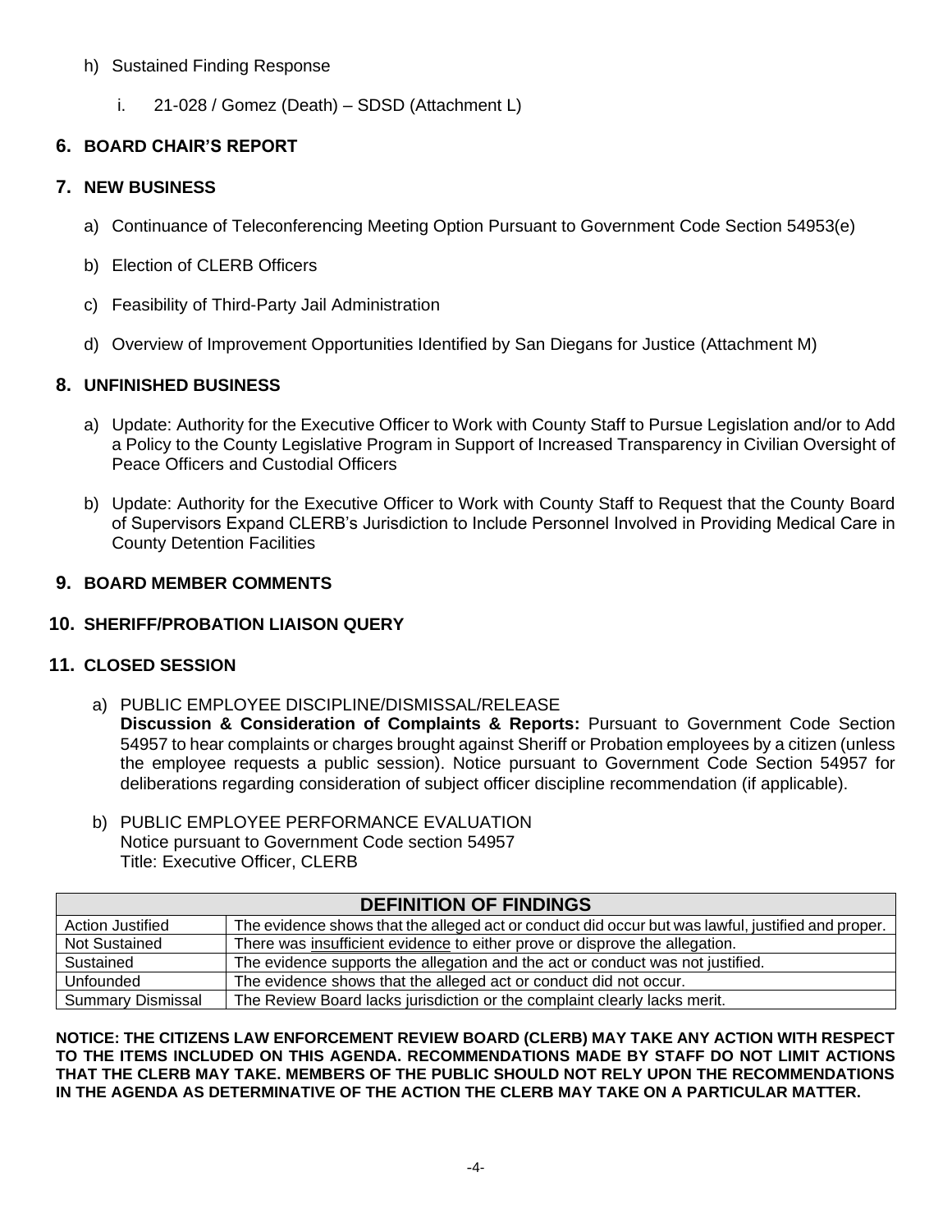h) Sustained Finding Response

   i. 21-028 / Gomez (Death) – SDSD (Attachment L)

## 6. BOARD CHAIR'S REPORT

## 7. NEW BUSINESS

a) Continuance of Teleconferencing Meeting Option Pursuant to Government Code Section 54953(e)

b) Election of CLERB Officers

c) Feasibility of Third-Party Jail Administration

d) Overview of Improvement Opportunities Identified by San Diegans for Justice (Attachment M)

## 8. UNFINISHED BUSINESS

a) Update: Authority for the Executive Officer to Work with County Staff to Pursue Legislation and/or to Add a Policy to the County Legislative Program in Support of Increased Transparency in Civilian Oversight of Peace Officers and Custodial Officers

b) Update: Authority for the Executive Officer to Work with County Staff to Request that the County Board of Supervisors Expand CLERB's Jurisdiction to Include Personnel Involved in Providing Medical Care in County Detention Facilities

## 9. BOARD MEMBER COMMENTS

## 10. SHERIFF/PROBATION LIAISON QUERY

## 11. CLOSED SESSION

a) PUBLIC EMPLOYEE DISCIPLINE/DISMISSAL/RELEASE
**Discussion & Consideration of Complaints & Reports:** Pursuant to Government Code Section 54957 to hear complaints or charges brought against Sheriff or Probation employees by a citizen (unless the employee requests a public session). Notice pursuant to Government Code Section 54957 for deliberations regarding consideration of subject officer discipline recommendation (if applicable).

b) PUBLIC EMPLOYEE PERFORMANCE EVALUATION
Notice pursuant to Government Code section 54957
Title: Executive Officer, CLERB

| DEFINITION OF FINDINGS | |
|---|---|
| Action Justified | The evidence shows that the alleged act or conduct did occur but was lawful, justified and proper. |
| Not Sustained | There was insufficient evidence to either prove or disprove the allegation. |
| Sustained | The evidence supports the allegation and the act or conduct was not justified. |
| Unfounded | The evidence shows that the alleged act or conduct did not occur. |
| Summary Dismissal | The Review Board lacks jurisdiction or the complaint clearly lacks merit. |

**NOTICE: THE CITIZENS LAW ENFORCEMENT REVIEW BOARD (CLERB) MAY TAKE ANY ACTION WITH RESPECT TO THE ITEMS INCLUDED ON THIS AGENDA. RECOMMENDATIONS MADE BY STAFF DO NOT LIMIT ACTIONS THAT THE CLERB MAY TAKE. MEMBERS OF THE PUBLIC SHOULD NOT RELY UPON THE RECOMMENDATIONS IN THE AGENDA AS DETERMINATIVE OF THE ACTION THE CLERB MAY TAKE ON A PARTICULAR MATTER.**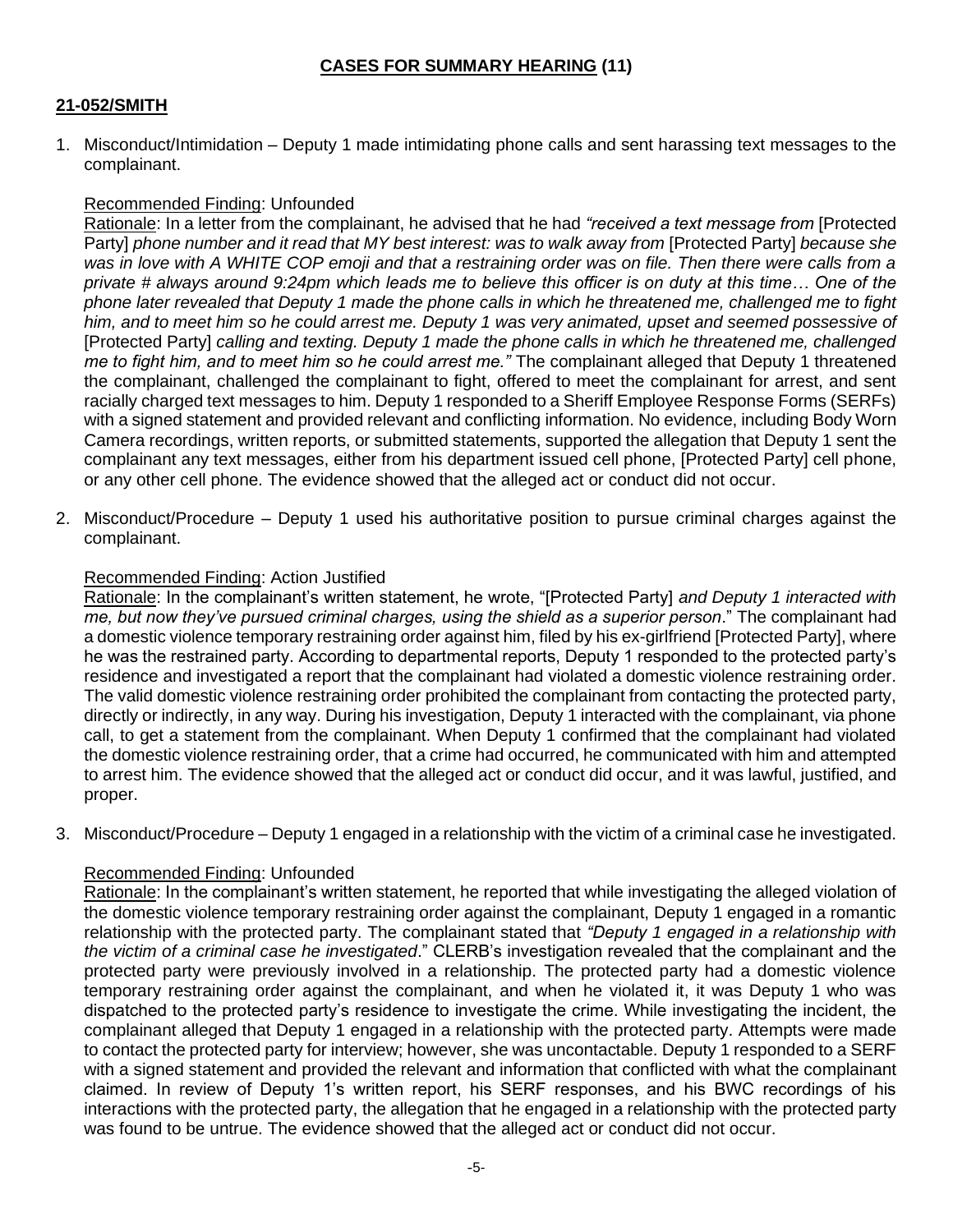## CASES FOR SUMMARY HEARING (11)

### 21-052/SMITH

1. Misconduct/Intimidation – Deputy 1 made intimidating phone calls and sent harassing text messages to the complainant.

   Recommended Finding: Unfounded
   Rationale: In a letter from the complainant, he advised that he had *"received a text message from* [Protected Party] *phone number and it read that MY best interest: was to walk away from* [Protected Party] *because she was in love with A WHITE COP emoji and that a restraining order was on file. Then there were calls from a private # always around 9:24pm which leads me to believe this officer is on duty at this time… One of the phone later revealed that Deputy 1 made the phone calls in which he threatened me, challenged me to fight him, and to meet him so he could arrest me. Deputy 1 was very animated, upset and seemed possessive of* [Protected Party] *calling and texting. Deputy 1 made the phone calls in which he threatened me, challenged me to fight him, and to meet him so he could arrest me."* The complainant alleged that Deputy 1 threatened the complainant, challenged the complainant to fight, offered to meet the complainant for arrest, and sent racially charged text messages to him. Deputy 1 responded to a Sheriff Employee Response Forms (SERFs) with a signed statement and provided relevant and conflicting information. No evidence, including Body Worn Camera recordings, written reports, or submitted statements, supported the allegation that Deputy 1 sent the complainant any text messages, either from his department issued cell phone, [Protected Party] cell phone, or any other cell phone. The evidence showed that the alleged act or conduct did not occur.

2. Misconduct/Procedure – Deputy 1 used his authoritative position to pursue criminal charges against the complainant.

   Recommended Finding: Action Justified
   Rationale: In the complainant's written statement, he wrote, "[Protected Party] *and Deputy 1 interacted with me, but now they've pursued criminal charges, using the shield as a superior person*." The complainant had a domestic violence temporary restraining order against him, filed by his ex-girlfriend [Protected Party], where he was the restrained party. According to departmental reports, Deputy 1 responded to the protected party's residence and investigated a report that the complainant had violated a domestic violence restraining order. The valid domestic violence restraining order prohibited the complainant from contacting the protected party, directly or indirectly, in any way. During his investigation, Deputy 1 interacted with the complainant, via phone call, to get a statement from the complainant. When Deputy 1 confirmed that the complainant had violated the domestic violence restraining order, that a crime had occurred, he communicated with him and attempted to arrest him. The evidence showed that the alleged act or conduct did occur, and it was lawful, justified, and proper.

3. Misconduct/Procedure – Deputy 1 engaged in a relationship with the victim of a criminal case he investigated.

   Recommended Finding: Unfounded
   Rationale: In the complainant's written statement, he reported that while investigating the alleged violation of the domestic violence temporary restraining order against the complainant, Deputy 1 engaged in a romantic relationship with the protected party. The complainant stated that *"Deputy 1 engaged in a relationship with the victim of a criminal case he investigated*." CLERB's investigation revealed that the complainant and the protected party were previously involved in a relationship. The protected party had a domestic violence temporary restraining order against the complainant, and when he violated it, it was Deputy 1 who was dispatched to the protected party's residence to investigate the crime. While investigating the incident, the complainant alleged that Deputy 1 engaged in a relationship with the protected party. Attempts were made to contact the protected party for interview; however, she was uncontactable. Deputy 1 responded to a SERF with a signed statement and provided the relevant and information that conflicted with what the complainant claimed. In review of Deputy 1's written report, his SERF responses, and his BWC recordings of his interactions with the protected party, the allegation that he engaged in a relationship with the protected party was found to be untrue. The evidence showed that the alleged act or conduct did not occur.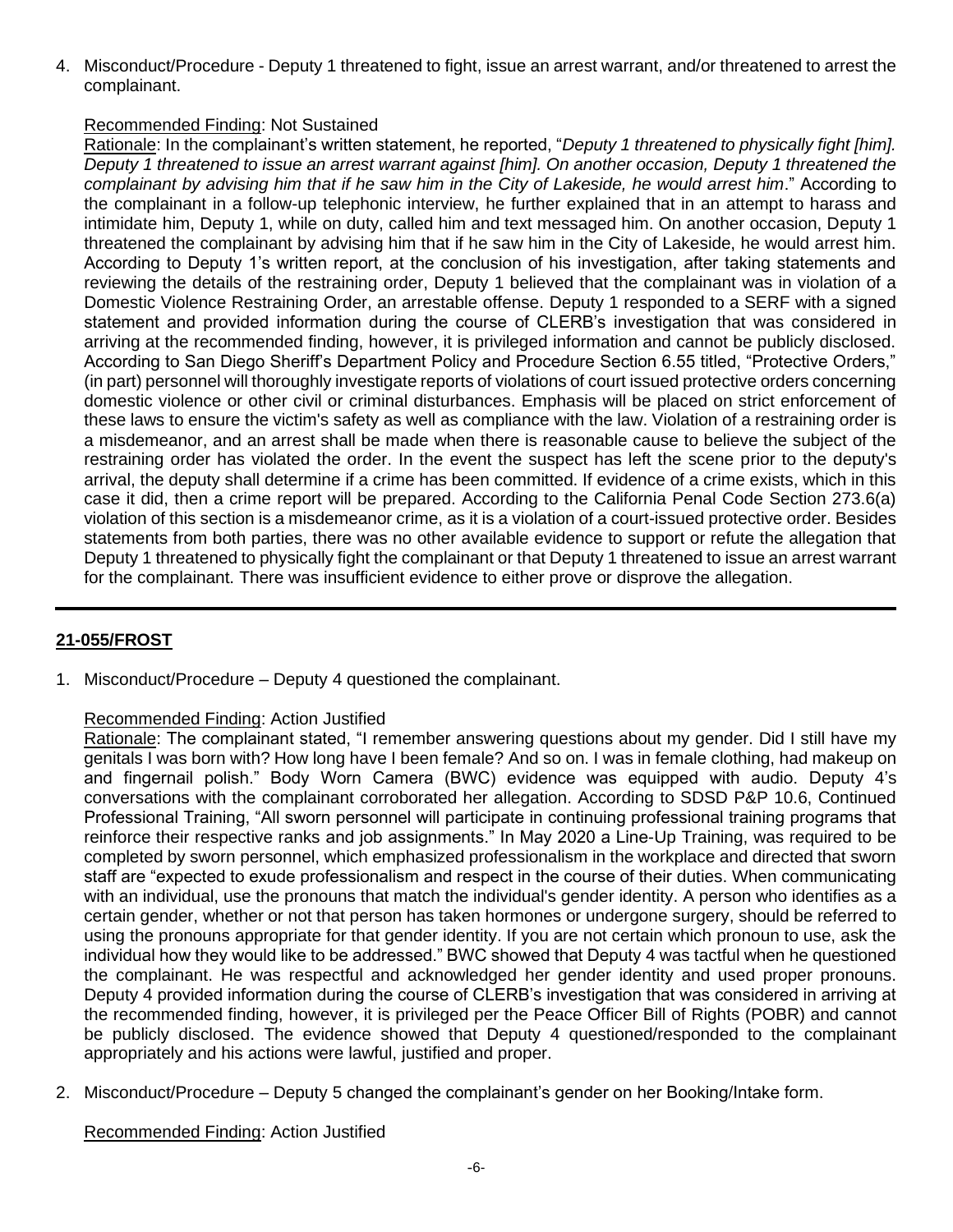4. Misconduct/Procedure - Deputy 1 threatened to fight, issue an arrest warrant, and/or threatened to arrest the complainant.

   Recommended Finding: Not Sustained

   Rationale: In the complainant's written statement, he reported, "*Deputy 1 threatened to physically fight [him]. Deputy 1 threatened to issue an arrest warrant against [him]. On another occasion, Deputy 1 threatened the complainant by advising him that if he saw him in the City of Lakeside, he would arrest him*." According to the complainant in a follow-up telephonic interview, he further explained that in an attempt to harass and intimidate him, Deputy 1, while on duty, called him and text messaged him. On another occasion, Deputy 1 threatened the complainant by advising him that if he saw him in the City of Lakeside, he would arrest him. According to Deputy 1's written report, at the conclusion of his investigation, after taking statements and reviewing the details of the restraining order, Deputy 1 believed that the complainant was in violation of a Domestic Violence Restraining Order, an arrestable offense. Deputy 1 responded to a SERF with a signed statement and provided information during the course of CLERB's investigation that was considered in arriving at the recommended finding, however, it is privileged information and cannot be publicly disclosed. According to San Diego Sheriff's Department Policy and Procedure Section 6.55 titled, "Protective Orders," (in part) personnel will thoroughly investigate reports of violations of court issued protective orders concerning domestic violence or other civil or criminal disturbances. Emphasis will be placed on strict enforcement of these laws to ensure the victim's safety as well as compliance with the law. Violation of a restraining order is a misdemeanor, and an arrest shall be made when there is reasonable cause to believe the subject of the restraining order has violated the order. In the event the suspect has left the scene prior to the deputy's arrival, the deputy shall determine if a crime has been committed. If evidence of a crime exists, which in this case it did, then a crime report will be prepared. According to the California Penal Code Section 273.6(a) violation of this section is a misdemeanor crime, as it is a violation of a court-issued protective order. Besides statements from both parties, there was no other available evidence to support or refute the allegation that Deputy 1 threatened to physically fight the complainant or that Deputy 1 threatened to issue an arrest warrant for the complainant. There was insufficient evidence to either prove or disprove the allegation.

---

## 21-055/FROST

1. Misconduct/Procedure – Deputy 4 questioned the complainant.

   Recommended Finding: Action Justified

   Rationale: The complainant stated, "I remember answering questions about my gender. Did I still have my genitals I was born with? How long have I been female? And so on. I was in female clothing, had makeup on and fingernail polish." Body Worn Camera (BWC) evidence was equipped with audio. Deputy 4's conversations with the complainant corroborated her allegation. According to SDSD P&P 10.6, Continued Professional Training, "All sworn personnel will participate in continuing professional training programs that reinforce their respective ranks and job assignments." In May 2020 a Line-Up Training, was required to be completed by sworn personnel, which emphasized professionalism in the workplace and directed that sworn staff are "expected to exude professionalism and respect in the course of their duties. When communicating with an individual, use the pronouns that match the individual's gender identity. A person who identifies as a certain gender, whether or not that person has taken hormones or undergone surgery, should be referred to using the pronouns appropriate for that gender identity. If you are not certain which pronoun to use, ask the individual how they would like to be addressed." BWC showed that Deputy 4 was tactful when he questioned the complainant. He was respectful and acknowledged her gender identity and used proper pronouns. Deputy 4 provided information during the course of CLERB's investigation that was considered in arriving at the recommended finding, however, it is privileged per the Peace Officer Bill of Rights (POBR) and cannot be publicly disclosed. The evidence showed that Deputy 4 questioned/responded to the complainant appropriately and his actions were lawful, justified and proper.

2. Misconduct/Procedure – Deputy 5 changed the complainant's gender on her Booking/Intake form.

   Recommended Finding: Action Justified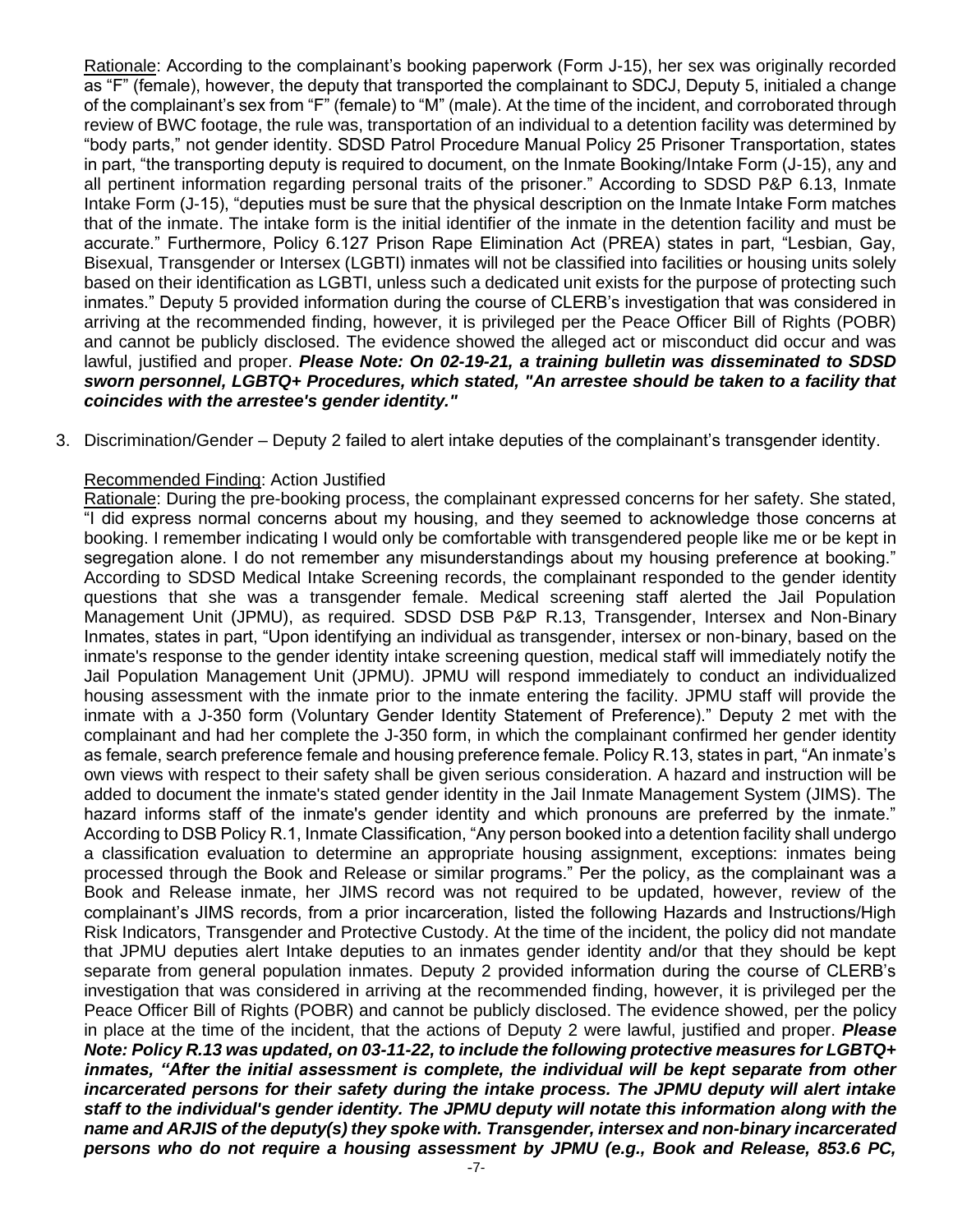Rationale: According to the complainant's booking paperwork (Form J-15), her sex was originally recorded as "F" (female), however, the deputy that transported the complainant to SDCJ, Deputy 5, initialed a change of the complainant's sex from "F" (female) to "M" (male). At the time of the incident, and corroborated through review of BWC footage, the rule was, transportation of an individual to a detention facility was determined by "body parts," not gender identity. SDSD Patrol Procedure Manual Policy 25 Prisoner Transportation, states in part, "the transporting deputy is required to document, on the Inmate Booking/Intake Form (J-15), any and all pertinent information regarding personal traits of the prisoner." According to SDSD P&P 6.13, Inmate Intake Form (J-15), "deputies must be sure that the physical description on the Inmate Intake Form matches that of the inmate. The intake form is the initial identifier of the inmate in the detention facility and must be accurate." Furthermore, Policy 6.127 Prison Rape Elimination Act (PREA) states in part, "Lesbian, Gay, Bisexual, Transgender or Intersex (LGBTI) inmates will not be classified into facilities or housing units solely based on their identification as LGBTI, unless such a dedicated unit exists for the purpose of protecting such inmates." Deputy 5 provided information during the course of CLERB's investigation that was considered in arriving at the recommended finding, however, it is privileged per the Peace Officer Bill of Rights (POBR) and cannot be publicly disclosed. The evidence showed the alleged act or misconduct did occur and was lawful, justified and proper. ***Please Note: On 02-19-21, a training bulletin was disseminated to SDSD sworn personnel, LGBTQ+ Procedures, which stated, "An arrestee should be taken to a facility that coincides with the arrestee's gender identity."***

3. Discrimination/Gender – Deputy 2 failed to alert intake deputies of the complainant's transgender identity.

Recommended Finding: Action Justified

Rationale: During the pre-booking process, the complainant expressed concerns for her safety. She stated, "I did express normal concerns about my housing, and they seemed to acknowledge those concerns at booking. I remember indicating I would only be comfortable with transgendered people like me or be kept in segregation alone. I do not remember any misunderstandings about my housing preference at booking." According to SDSD Medical Intake Screening records, the complainant responded to the gender identity questions that she was a transgender female. Medical screening staff alerted the Jail Population Management Unit (JPMU), as required. SDSD DSB P&P R.13, Transgender, Intersex and Non-Binary Inmates, states in part, "Upon identifying an individual as transgender, intersex or non-binary, based on the inmate's response to the gender identity intake screening question, medical staff will immediately notify the Jail Population Management Unit (JPMU). JPMU will respond immediately to conduct an individualized housing assessment with the inmate prior to the inmate entering the facility. JPMU staff will provide the inmate with a J-350 form (Voluntary Gender Identity Statement of Preference)." Deputy 2 met with the complainant and had her complete the J-350 form, in which the complainant confirmed her gender identity as female, search preference female and housing preference female. Policy R.13, states in part, "An inmate's own views with respect to their safety shall be given serious consideration. A hazard and instruction will be added to document the inmate's stated gender identity in the Jail Inmate Management System (JIMS). The hazard informs staff of the inmate's gender identity and which pronouns are preferred by the inmate." According to DSB Policy R.1, Inmate Classification, "Any person booked into a detention facility shall undergo a classification evaluation to determine an appropriate housing assignment, exceptions: inmates being processed through the Book and Release or similar programs." Per the policy, as the complainant was a Book and Release inmate, her JIMS record was not required to be updated, however, review of the complainant's JIMS records, from a prior incarceration, listed the following Hazards and Instructions/High Risk Indicators, Transgender and Protective Custody. At the time of the incident, the policy did not mandate that JPMU deputies alert Intake deputies to an inmates gender identity and/or that they should be kept separate from general population inmates. Deputy 2 provided information during the course of CLERB's investigation that was considered in arriving at the recommended finding, however, it is privileged per the Peace Officer Bill of Rights (POBR) and cannot be publicly disclosed. The evidence showed, per the policy in place at the time of the incident, that the actions of Deputy 2 were lawful, justified and proper. ***Please Note: Policy R.13 was updated, on 03-11-22, to include the following protective measures for LGBTQ+ inmates, "After the initial assessment is complete, the individual will be kept separate from other incarcerated persons for their safety during the intake process. The JPMU deputy will alert intake staff to the individual's gender identity. The JPMU deputy will notate this information along with the name and ARJIS of the deputy(s) they spoke with. Transgender, intersex and non-binary incarcerated persons who do not require a housing assessment by JPMU (e.g., Book and Release, 853.6 PC,***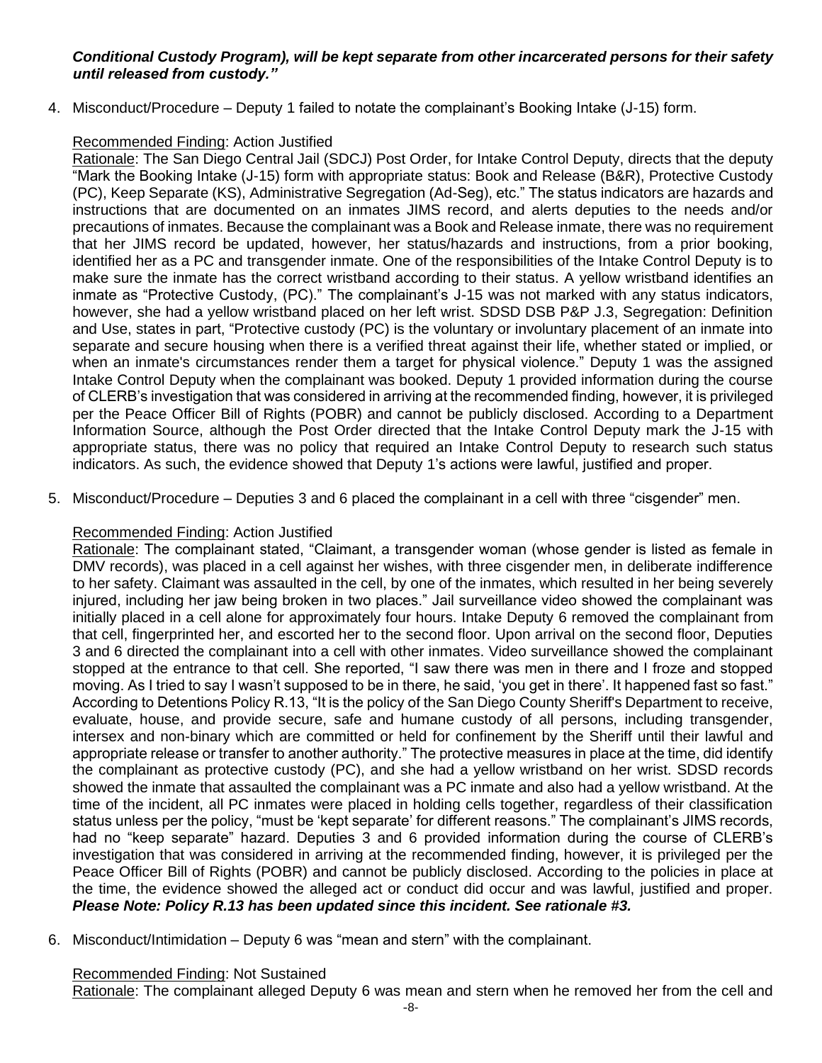***Conditional Custody Program), will be kept separate from other incarcerated persons for their safety until released from custody."***

4. Misconduct/Procedure – Deputy 1 failed to notate the complainant's Booking Intake (J-15) form.

   Recommended Finding: Action Justified

   Rationale: The San Diego Central Jail (SDCJ) Post Order, for Intake Control Deputy, directs that the deputy "Mark the Booking Intake (J-15) form with appropriate status: Book and Release (B&R), Protective Custody (PC), Keep Separate (KS), Administrative Segregation (Ad-Seg), etc." The status indicators are hazards and instructions that are documented on an inmates JIMS record, and alerts deputies to the needs and/or precautions of inmates. Because the complainant was a Book and Release inmate, there was no requirement that her JIMS record be updated, however, her status/hazards and instructions, from a prior booking, identified her as a PC and transgender inmate. One of the responsibilities of the Intake Control Deputy is to make sure the inmate has the correct wristband according to their status. A yellow wristband identifies an inmate as "Protective Custody, (PC)." The complainant's J-15 was not marked with any status indicators, however, she had a yellow wristband placed on her left wrist. SDSD DSB P&P J.3, Segregation: Definition and Use, states in part, "Protective custody (PC) is the voluntary or involuntary placement of an inmate into separate and secure housing when there is a verified threat against their life, whether stated or implied, or when an inmate's circumstances render them a target for physical violence." Deputy 1 was the assigned Intake Control Deputy when the complainant was booked. Deputy 1 provided information during the course of CLERB's investigation that was considered in arriving at the recommended finding, however, it is privileged per the Peace Officer Bill of Rights (POBR) and cannot be publicly disclosed. According to a Department Information Source, although the Post Order directed that the Intake Control Deputy mark the J-15 with appropriate status, there was no policy that required an Intake Control Deputy to research such status indicators. As such, the evidence showed that Deputy 1's actions were lawful, justified and proper.

5. Misconduct/Procedure – Deputies 3 and 6 placed the complainant in a cell with three "cisgender" men.

   Recommended Finding: Action Justified

   Rationale: The complainant stated, "Claimant, a transgender woman (whose gender is listed as female in DMV records), was placed in a cell against her wishes, with three cisgender men, in deliberate indifference to her safety. Claimant was assaulted in the cell, by one of the inmates, which resulted in her being severely injured, including her jaw being broken in two places." Jail surveillance video showed the complainant was initially placed in a cell alone for approximately four hours. Intake Deputy 6 removed the complainant from that cell, fingerprinted her, and escorted her to the second floor. Upon arrival on the second floor, Deputies 3 and 6 directed the complainant into a cell with other inmates. Video surveillance showed the complainant stopped at the entrance to that cell. She reported, "I saw there was men in there and I froze and stopped moving. As I tried to say I wasn't supposed to be in there, he said, 'you get in there'. It happened fast so fast." According to Detentions Policy R.13, "It is the policy of the San Diego County Sheriff's Department to receive, evaluate, house, and provide secure, safe and humane custody of all persons, including transgender, intersex and non-binary which are committed or held for confinement by the Sheriff until their lawful and appropriate release or transfer to another authority." The protective measures in place at the time, did identify the complainant as protective custody (PC), and she had a yellow wristband on her wrist. SDSD records showed the inmate that assaulted the complainant was a PC inmate and also had a yellow wristband. At the time of the incident, all PC inmates were placed in holding cells together, regardless of their classification status unless per the policy, "must be 'kept separate' for different reasons." The complainant's JIMS records, had no "keep separate" hazard. Deputies 3 and 6 provided information during the course of CLERB's investigation that was considered in arriving at the recommended finding, however, it is privileged per the Peace Officer Bill of Rights (POBR) and cannot be publicly disclosed. According to the policies in place at the time, the evidence showed the alleged act or conduct did occur and was lawful, justified and proper. ***Please Note: Policy R.13 has been updated since this incident. See rationale #3.***

6. Misconduct/Intimidation – Deputy 6 was "mean and stern" with the complainant.

   Recommended Finding: Not Sustained

   Rationale: The complainant alleged Deputy 6 was mean and stern when he removed her from the cell and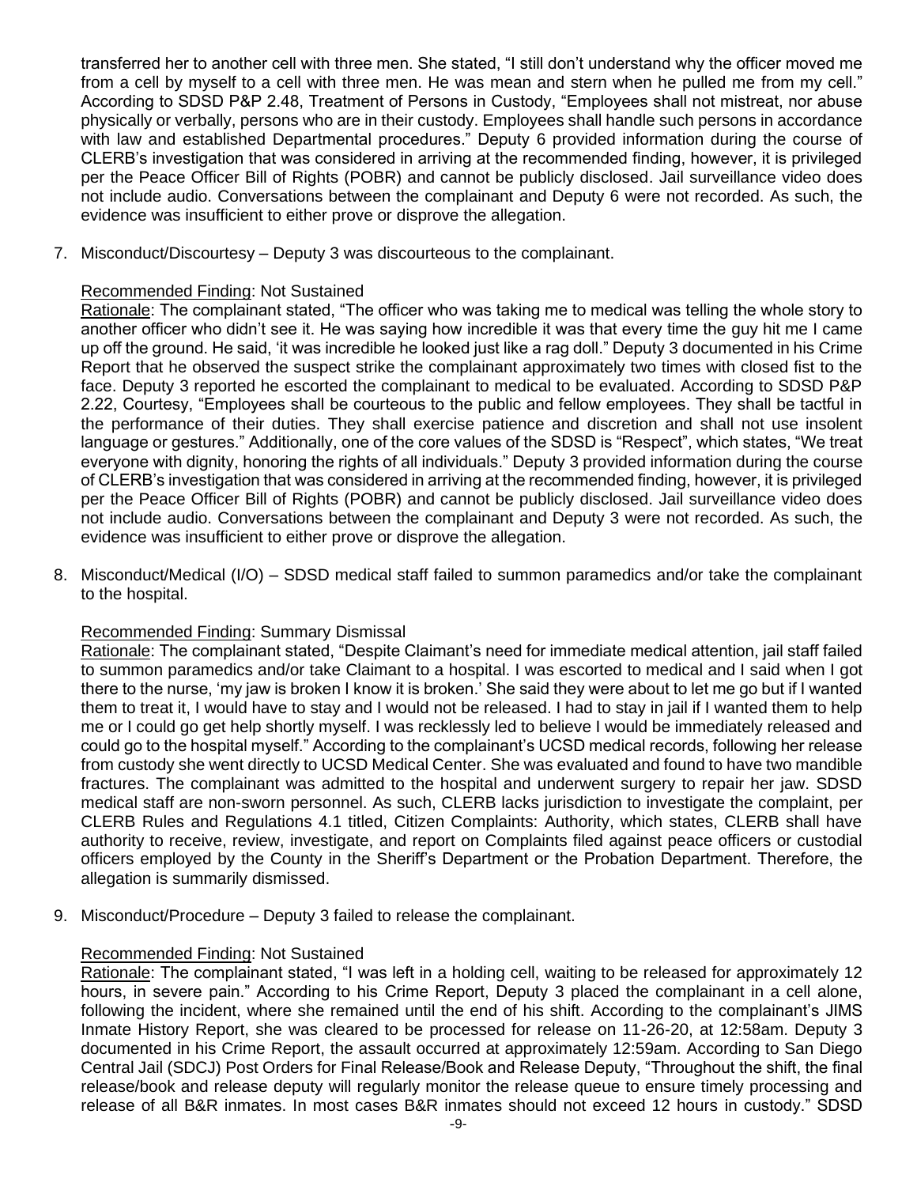transferred her to another cell with three men. She stated, "I still don't understand why the officer moved me from a cell by myself to a cell with three men. He was mean and stern when he pulled me from my cell." According to SDSD P&P 2.48, Treatment of Persons in Custody, "Employees shall not mistreat, nor abuse physically or verbally, persons who are in their custody. Employees shall handle such persons in accordance with law and established Departmental procedures." Deputy 6 provided information during the course of CLERB's investigation that was considered in arriving at the recommended finding, however, it is privileged per the Peace Officer Bill of Rights (POBR) and cannot be publicly disclosed. Jail surveillance video does not include audio. Conversations between the complainant and Deputy 6 were not recorded. As such, the evidence was insufficient to either prove or disprove the allegation.

7. Misconduct/Discourtesy – Deputy 3 was discourteous to the complainant.

   Recommended Finding: Not Sustained
   Rationale: The complainant stated, "The officer who was taking me to medical was telling the whole story to another officer who didn't see it. He was saying how incredible it was that every time the guy hit me I came up off the ground. He said, 'it was incredible he looked just like a rag doll." Deputy 3 documented in his Crime Report that he observed the suspect strike the complainant approximately two times with closed fist to the face. Deputy 3 reported he escorted the complainant to medical to be evaluated. According to SDSD P&P 2.22, Courtesy, "Employees shall be courteous to the public and fellow employees. They shall be tactful in the performance of their duties. They shall exercise patience and discretion and shall not use insolent language or gestures." Additionally, one of the core values of the SDSD is "Respect", which states, "We treat everyone with dignity, honoring the rights of all individuals." Deputy 3 provided information during the course of CLERB's investigation that was considered in arriving at the recommended finding, however, it is privileged per the Peace Officer Bill of Rights (POBR) and cannot be publicly disclosed. Jail surveillance video does not include audio. Conversations between the complainant and Deputy 3 were not recorded. As such, the evidence was insufficient to either prove or disprove the allegation.

8. Misconduct/Medical (I/O) – SDSD medical staff failed to summon paramedics and/or take the complainant to the hospital.

   Recommended Finding: Summary Dismissal
   Rationale: The complainant stated, "Despite Claimant's need for immediate medical attention, jail staff failed to summon paramedics and/or take Claimant to a hospital. I was escorted to medical and I said when I got there to the nurse, 'my jaw is broken I know it is broken.' She said they were about to let me go but if I wanted them to treat it, I would have to stay and I would not be released. I had to stay in jail if I wanted them to help me or I could go get help shortly myself. I was recklessly led to believe I would be immediately released and could go to the hospital myself." According to the complainant's UCSD medical records, following her release from custody she went directly to UCSD Medical Center. She was evaluated and found to have two mandible fractures. The complainant was admitted to the hospital and underwent surgery to repair her jaw. SDSD medical staff are non-sworn personnel. As such, CLERB lacks jurisdiction to investigate the complaint, per CLERB Rules and Regulations 4.1 titled, Citizen Complaints: Authority, which states, CLERB shall have authority to receive, review, investigate, and report on Complaints filed against peace officers or custodial officers employed by the County in the Sheriff's Department or the Probation Department. Therefore, the allegation is summarily dismissed.

9. Misconduct/Procedure – Deputy 3 failed to release the complainant.

   Recommended Finding: Not Sustained
   Rationale: The complainant stated, "I was left in a holding cell, waiting to be released for approximately 12 hours, in severe pain." According to his Crime Report, Deputy 3 placed the complainant in a cell alone, following the incident, where she remained until the end of his shift. According to the complainant's JIMS Inmate History Report, she was cleared to be processed for release on 11-26-20, at 12:58am. Deputy 3 documented in his Crime Report, the assault occurred at approximately 12:59am. According to San Diego Central Jail (SDCJ) Post Orders for Final Release/Book and Release Deputy, "Throughout the shift, the final release/book and release deputy will regularly monitor the release queue to ensure timely processing and release of all B&R inmates. In most cases B&R inmates should not exceed 12 hours in custody." SDSD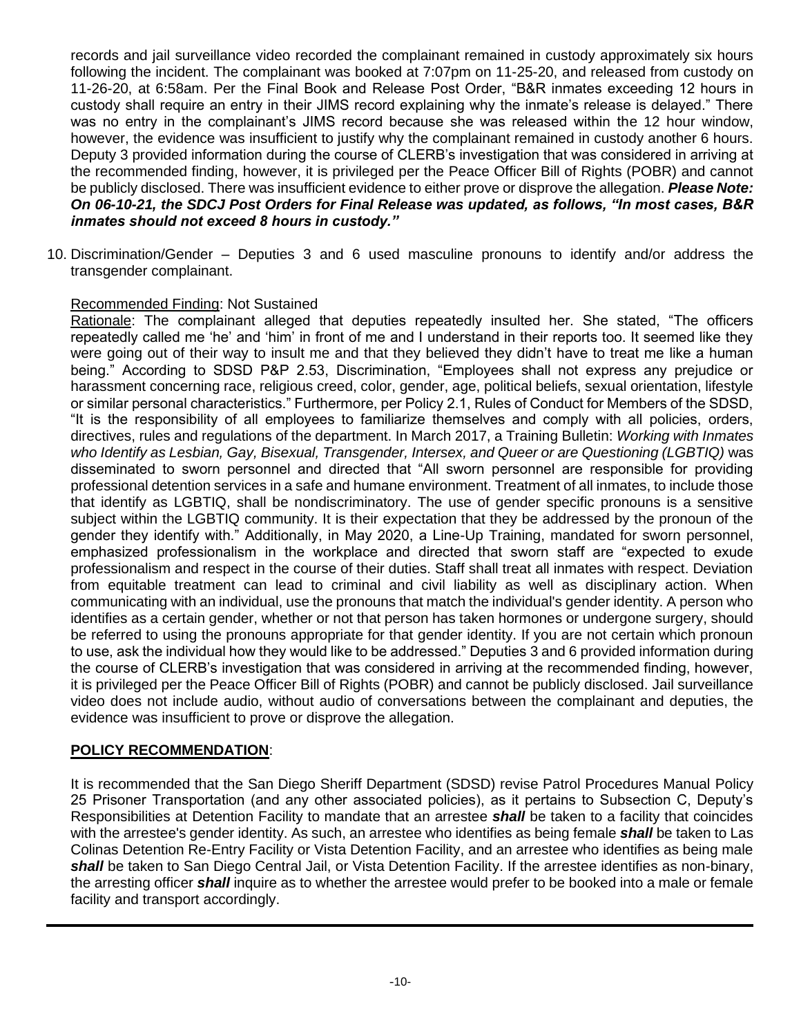records and jail surveillance video recorded the complainant remained in custody approximately six hours following the incident. The complainant was booked at 7:07pm on 11-25-20, and released from custody on 11-26-20, at 6:58am. Per the Final Book and Release Post Order, "B&R inmates exceeding 12 hours in custody shall require an entry in their JIMS record explaining why the inmate's release is delayed." There was no entry in the complainant's JIMS record because she was released within the 12 hour window, however, the evidence was insufficient to justify why the complainant remained in custody another 6 hours. Deputy 3 provided information during the course of CLERB's investigation that was considered in arriving at the recommended finding, however, it is privileged per the Peace Officer Bill of Rights (POBR) and cannot be publicly disclosed. There was insufficient evidence to either prove or disprove the allegation. ***Please Note: On 06-10-21, the SDCJ Post Orders for Final Release was updated, as follows, "In most cases, B&R inmates should not exceed 8 hours in custody."***

10. Discrimination/Gender – Deputies 3 and 6 used masculine pronouns to identify and/or address the transgender complainant.

    Recommended Finding: Not Sustained

    Rationale: The complainant alleged that deputies repeatedly insulted her. She stated, "The officers repeatedly called me 'he' and 'him' in front of me and I understand in their reports too. It seemed like they were going out of their way to insult me and that they believed they didn't have to treat me like a human being." According to SDSD P&P 2.53, Discrimination, "Employees shall not express any prejudice or harassment concerning race, religious creed, color, gender, age, political beliefs, sexual orientation, lifestyle or similar personal characteristics." Furthermore, per Policy 2.1, Rules of Conduct for Members of the SDSD, "It is the responsibility of all employees to familiarize themselves and comply with all policies, orders, directives, rules and regulations of the department. In March 2017, a Training Bulletin: *Working with Inmates who Identify as Lesbian, Gay, Bisexual, Transgender, Intersex, and Queer or are Questioning (LGBTIQ)* was disseminated to sworn personnel and directed that "All sworn personnel are responsible for providing professional detention services in a safe and humane environment. Treatment of all inmates, to include those that identify as LGBTIQ, shall be nondiscriminatory. The use of gender specific pronouns is a sensitive subject within the LGBTIQ community. It is their expectation that they be addressed by the pronoun of the gender they identify with." Additionally, in May 2020, a Line-Up Training, mandated for sworn personnel, emphasized professionalism in the workplace and directed that sworn staff are "expected to exude professionalism and respect in the course of their duties. Staff shall treat all inmates with respect. Deviation from equitable treatment can lead to criminal and civil liability as well as disciplinary action. When communicating with an individual, use the pronouns that match the individual's gender identity. A person who identifies as a certain gender, whether or not that person has taken hormones or undergone surgery, should be referred to using the pronouns appropriate for that gender identity. If you are not certain which pronoun to use, ask the individual how they would like to be addressed." Deputies 3 and 6 provided information during the course of CLERB's investigation that was considered in arriving at the recommended finding, however, it is privileged per the Peace Officer Bill of Rights (POBR) and cannot be publicly disclosed. Jail surveillance video does not include audio, without audio of conversations between the complainant and deputies, the evidence was insufficient to prove or disprove the allegation.

## **POLICY RECOMMENDATION**:

It is recommended that the San Diego Sheriff Department (SDSD) revise Patrol Procedures Manual Policy 25 Prisoner Transportation (and any other associated policies), as it pertains to Subsection C, Deputy's Responsibilities at Detention Facility to mandate that an arrestee ***shall*** be taken to a facility that coincides with the arrestee's gender identity. As such, an arrestee who identifies as being female ***shall*** be taken to Las Colinas Detention Re-Entry Facility or Vista Detention Facility, and an arrestee who identifies as being male ***shall*** be taken to San Diego Central Jail, or Vista Detention Facility. If the arrestee identifies as non-binary, the arresting officer ***shall*** inquire as to whether the arrestee would prefer to be booked into a male or female facility and transport accordingly.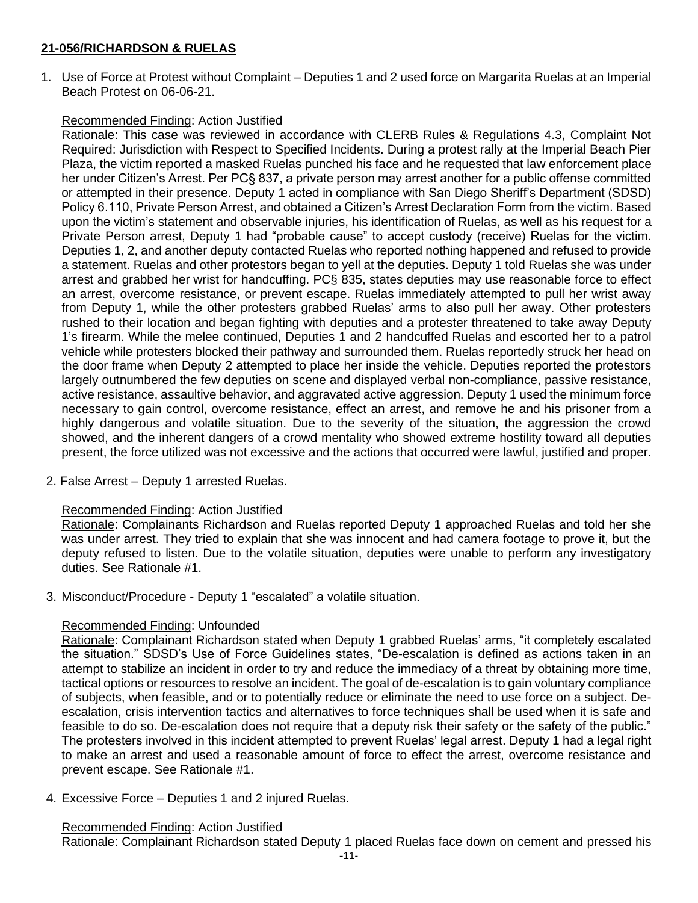**21-056/RICHARDSON & RUELAS**

1. Use of Force at Protest without Complaint – Deputies 1 and 2 used force on Margarita Ruelas at an Imperial Beach Protest on 06-06-21.

   Recommended Finding: Action Justified
   Rationale: This case was reviewed in accordance with CLERB Rules & Regulations 4.3, Complaint Not Required: Jurisdiction with Respect to Specified Incidents. During a protest rally at the Imperial Beach Pier Plaza, the victim reported a masked Ruelas punched his face and he requested that law enforcement place her under Citizen's Arrest. Per PC§ 837, a private person may arrest another for a public offense committed or attempted in their presence. Deputy 1 acted in compliance with San Diego Sheriff's Department (SDSD) Policy 6.110, Private Person Arrest, and obtained a Citizen's Arrest Declaration Form from the victim. Based upon the victim's statement and observable injuries, his identification of Ruelas, as well as his request for a Private Person arrest, Deputy 1 had "probable cause" to accept custody (receive) Ruelas for the victim. Deputies 1, 2, and another deputy contacted Ruelas who reported nothing happened and refused to provide a statement. Ruelas and other protestors began to yell at the deputies. Deputy 1 told Ruelas she was under arrest and grabbed her wrist for handcuffing. PC§ 835, states deputies may use reasonable force to effect an arrest, overcome resistance, or prevent escape. Ruelas immediately attempted to pull her wrist away from Deputy 1, while the other protesters grabbed Ruelas' arms to also pull her away. Other protesters rushed to their location and began fighting with deputies and a protester threatened to take away Deputy 1's firearm. While the melee continued, Deputies 1 and 2 handcuffed Ruelas and escorted her to a patrol vehicle while protesters blocked their pathway and surrounded them. Ruelas reportedly struck her head on the door frame when Deputy 2 attempted to place her inside the vehicle. Deputies reported the protestors largely outnumbered the few deputies on scene and displayed verbal non-compliance, passive resistance, active resistance, assaultive behavior, and aggravated active aggression. Deputy 1 used the minimum force necessary to gain control, overcome resistance, effect an arrest, and remove he and his prisoner from a highly dangerous and volatile situation. Due to the severity of the situation, the aggression the crowd showed, and the inherent dangers of a crowd mentality who showed extreme hostility toward all deputies present, the force utilized was not excessive and the actions that occurred were lawful, justified and proper.

2. False Arrest – Deputy 1 arrested Ruelas.

   Recommended Finding: Action Justified
   Rationale: Complainants Richardson and Ruelas reported Deputy 1 approached Ruelas and told her she was under arrest. They tried to explain that she was innocent and had camera footage to prove it, but the deputy refused to listen. Due to the volatile situation, deputies were unable to perform any investigatory duties. See Rationale #1.

3. Misconduct/Procedure - Deputy 1 "escalated" a volatile situation.

   Recommended Finding: Unfounded
   Rationale: Complainant Richardson stated when Deputy 1 grabbed Ruelas' arms, "it completely escalated the situation." SDSD's Use of Force Guidelines states, "De-escalation is defined as actions taken in an attempt to stabilize an incident in order to try and reduce the immediacy of a threat by obtaining more time, tactical options or resources to resolve an incident. The goal of de-escalation is to gain voluntary compliance of subjects, when feasible, and or to potentially reduce or eliminate the need to use force on a subject. De-escalation, crisis intervention tactics and alternatives to force techniques shall be used when it is safe and feasible to do so. De-escalation does not require that a deputy risk their safety or the safety of the public." The protesters involved in this incident attempted to prevent Ruelas' legal arrest. Deputy 1 had a legal right to make an arrest and used a reasonable amount of force to effect the arrest, overcome resistance and prevent escape. See Rationale #1.

4. Excessive Force – Deputies 1 and 2 injured Ruelas.

   Recommended Finding: Action Justified
   Rationale: Complainant Richardson stated Deputy 1 placed Ruelas face down on cement and pressed his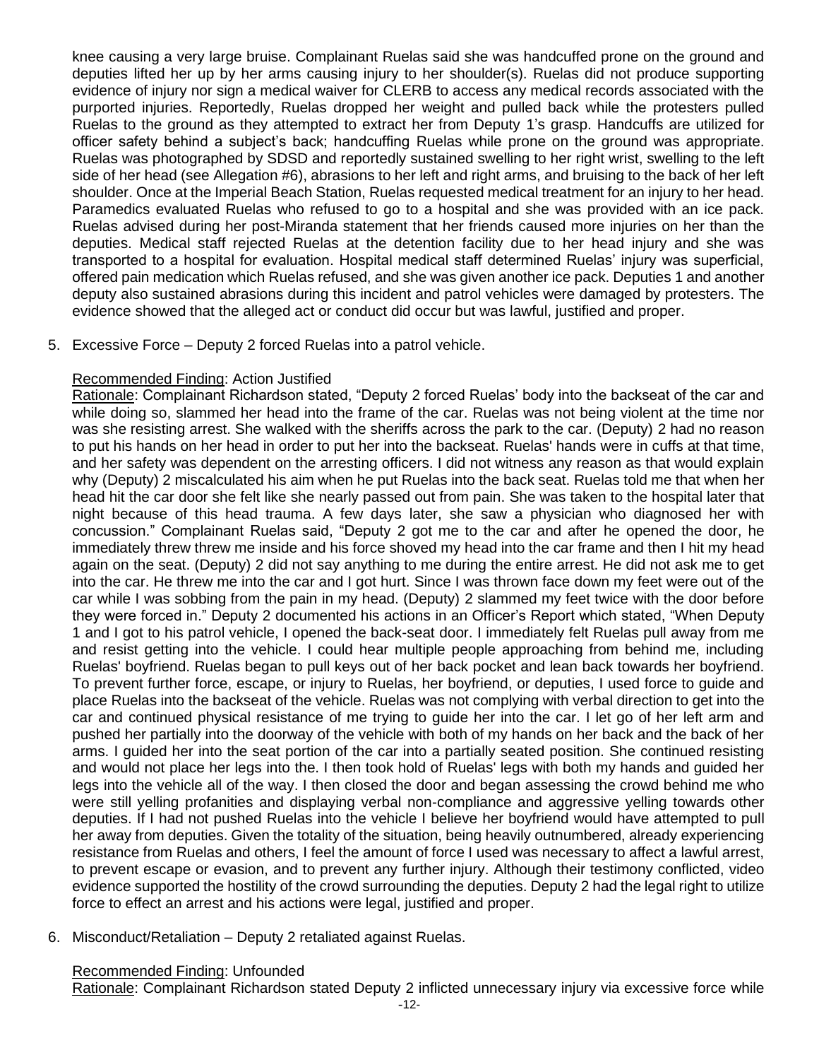knee causing a very large bruise. Complainant Ruelas said she was handcuffed prone on the ground and deputies lifted her up by her arms causing injury to her shoulder(s). Ruelas did not produce supporting evidence of injury nor sign a medical waiver for CLERB to access any medical records associated with the purported injuries. Reportedly, Ruelas dropped her weight and pulled back while the protesters pulled Ruelas to the ground as they attempted to extract her from Deputy 1's grasp. Handcuffs are utilized for officer safety behind a subject's back; handcuffing Ruelas while prone on the ground was appropriate. Ruelas was photographed by SDSD and reportedly sustained swelling to her right wrist, swelling to the left side of her head (see Allegation #6), abrasions to her left and right arms, and bruising to the back of her left shoulder. Once at the Imperial Beach Station, Ruelas requested medical treatment for an injury to her head. Paramedics evaluated Ruelas who refused to go to a hospital and she was provided with an ice pack. Ruelas advised during her post-Miranda statement that her friends caused more injuries on her than the deputies. Medical staff rejected Ruelas at the detention facility due to her head injury and she was transported to a hospital for evaluation. Hospital medical staff determined Ruelas' injury was superficial, offered pain medication which Ruelas refused, and she was given another ice pack. Deputies 1 and another deputy also sustained abrasions during this incident and patrol vehicles were damaged by protesters. The evidence showed that the alleged act or conduct did occur but was lawful, justified and proper.

5. Excessive Force – Deputy 2 forced Ruelas into a patrol vehicle.

   Recommended Finding: Action Justified
   Rationale: Complainant Richardson stated, "Deputy 2 forced Ruelas' body into the backseat of the car and while doing so, slammed her head into the frame of the car. Ruelas was not being violent at the time nor was she resisting arrest. She walked with the sheriffs across the park to the car. (Deputy) 2 had no reason to put his hands on her head in order to put her into the backseat. Ruelas' hands were in cuffs at that time, and her safety was dependent on the arresting officers. I did not witness any reason as that would explain why (Deputy) 2 miscalculated his aim when he put Ruelas into the back seat. Ruelas told me that when her head hit the car door she felt like she nearly passed out from pain. She was taken to the hospital later that night because of this head trauma. A few days later, she saw a physician who diagnosed her with concussion." Complainant Ruelas said, "Deputy 2 got me to the car and after he opened the door, he immediately threw threw me inside and his force shoved my head into the car frame and then I hit my head again on the seat. (Deputy) 2 did not say anything to me during the entire arrest. He did not ask me to get into the car. He threw me into the car and I got hurt. Since I was thrown face down my feet were out of the car while I was sobbing from the pain in my head. (Deputy) 2 slammed my feet twice with the door before they were forced in." Deputy 2 documented his actions in an Officer's Report which stated, "When Deputy 1 and I got to his patrol vehicle, I opened the back-seat door. I immediately felt Ruelas pull away from me and resist getting into the vehicle. I could hear multiple people approaching from behind me, including Ruelas' boyfriend. Ruelas began to pull keys out of her back pocket and lean back towards her boyfriend. To prevent further force, escape, or injury to Ruelas, her boyfriend, or deputies, I used force to guide and place Ruelas into the backseat of the vehicle. Ruelas was not complying with verbal direction to get into the car and continued physical resistance of me trying to guide her into the car. I let go of her left arm and pushed her partially into the doorway of the vehicle with both of my hands on her back and the back of her arms. I guided her into the seat portion of the car into a partially seated position. She continued resisting and would not place her legs into the. I then took hold of Ruelas' legs with both my hands and guided her legs into the vehicle all of the way. I then closed the door and began assessing the crowd behind me who were still yelling profanities and displaying verbal non-compliance and aggressive yelling towards other deputies. If I had not pushed Ruelas into the vehicle I believe her boyfriend would have attempted to pull her away from deputies. Given the totality of the situation, being heavily outnumbered, already experiencing resistance from Ruelas and others, I feel the amount of force I used was necessary to affect a lawful arrest, to prevent escape or evasion, and to prevent any further injury. Although their testimony conflicted, video evidence supported the hostility of the crowd surrounding the deputies. Deputy 2 had the legal right to utilize force to effect an arrest and his actions were legal, justified and proper.

6. Misconduct/Retaliation – Deputy 2 retaliated against Ruelas.

   Recommended Finding: Unfounded
   Rationale: Complainant Richardson stated Deputy 2 inflicted unnecessary injury via excessive force while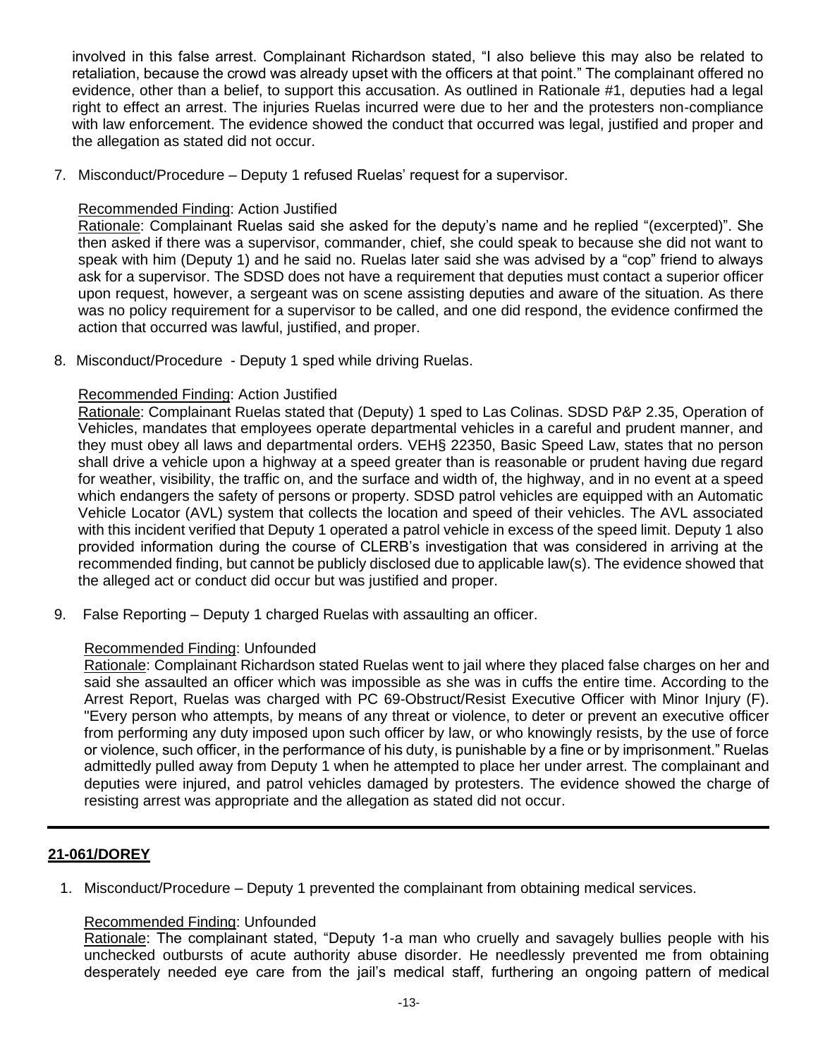involved in this false arrest. Complainant Richardson stated, "I also believe this may also be related to retaliation, because the crowd was already upset with the officers at that point." The complainant offered no evidence, other than a belief, to support this accusation. As outlined in Rationale #1, deputies had a legal right to effect an arrest. The injuries Ruelas incurred were due to her and the protesters non-compliance with law enforcement. The evidence showed the conduct that occurred was legal, justified and proper and the allegation as stated did not occur.

7. Misconduct/Procedure – Deputy 1 refused Ruelas' request for a supervisor.

   Recommended Finding: Action Justified
   Rationale: Complainant Ruelas said she asked for the deputy's name and he replied "(excerpted)". She then asked if there was a supervisor, commander, chief, she could speak to because she did not want to speak with him (Deputy 1) and he said no. Ruelas later said she was advised by a "cop" friend to always ask for a supervisor. The SDSD does not have a requirement that deputies must contact a superior officer upon request, however, a sergeant was on scene assisting deputies and aware of the situation. As there was no policy requirement for a supervisor to be called, and one did respond, the evidence confirmed the action that occurred was lawful, justified, and proper.

8. Misconduct/Procedure - Deputy 1 sped while driving Ruelas.

   Recommended Finding: Action Justified
   Rationale: Complainant Ruelas stated that (Deputy) 1 sped to Las Colinas. SDSD P&P 2.35, Operation of Vehicles, mandates that employees operate departmental vehicles in a careful and prudent manner, and they must obey all laws and departmental orders. VEH§ 22350, Basic Speed Law, states that no person shall drive a vehicle upon a highway at a speed greater than is reasonable or prudent having due regard for weather, visibility, the traffic on, and the surface and width of, the highway, and in no event at a speed which endangers the safety of persons or property. SDSD patrol vehicles are equipped with an Automatic Vehicle Locator (AVL) system that collects the location and speed of their vehicles. The AVL associated with this incident verified that Deputy 1 operated a patrol vehicle in excess of the speed limit. Deputy 1 also provided information during the course of CLERB's investigation that was considered in arriving at the recommended finding, but cannot be publicly disclosed due to applicable law(s). The evidence showed that the alleged act or conduct did occur but was justified and proper.

9. False Reporting – Deputy 1 charged Ruelas with assaulting an officer.

   Recommended Finding: Unfounded
   Rationale: Complainant Richardson stated Ruelas went to jail where they placed false charges on her and said she assaulted an officer which was impossible as she was in cuffs the entire time. According to the Arrest Report, Ruelas was charged with PC 69-Obstruct/Resist Executive Officer with Minor Injury (F). "Every person who attempts, by means of any threat or violence, to deter or prevent an executive officer from performing any duty imposed upon such officer by law, or who knowingly resists, by the use of force or violence, such officer, in the performance of his duty, is punishable by a fine or by imprisonment." Ruelas admittedly pulled away from Deputy 1 when he attempted to place her under arrest. The complainant and deputies were injured, and patrol vehicles damaged by protesters. The evidence showed the charge of resisting arrest was appropriate and the allegation as stated did not occur.

---

## **21-061/DOREY**

1. Misconduct/Procedure – Deputy 1 prevented the complainant from obtaining medical services.

   Recommended Finding: Unfounded
   Rationale: The complainant stated, "Deputy 1-a man who cruelly and savagely bullies people with his unchecked outbursts of acute authority abuse disorder. He needlessly prevented me from obtaining desperately needed eye care from the jail's medical staff, furthering an ongoing pattern of medical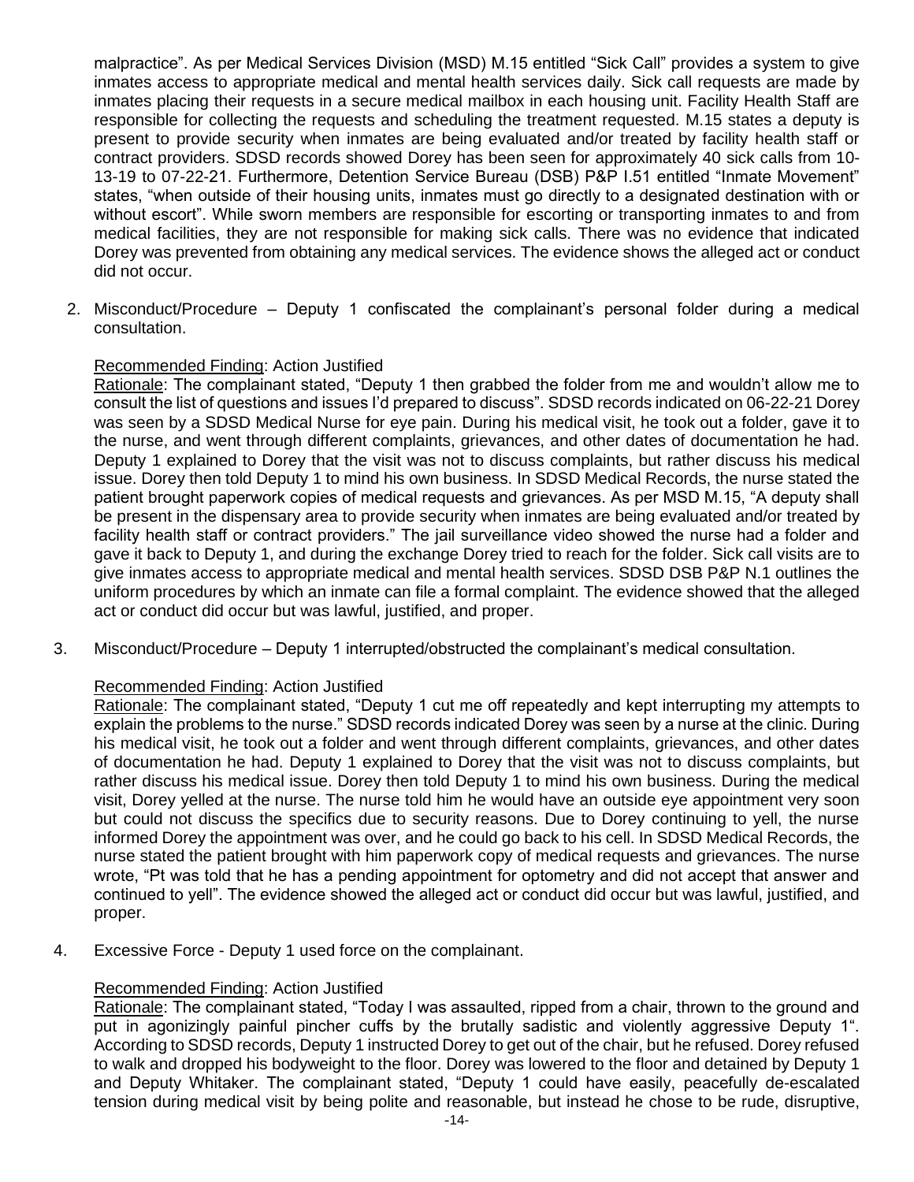malpractice". As per Medical Services Division (MSD) M.15 entitled "Sick Call" provides a system to give inmates access to appropriate medical and mental health services daily. Sick call requests are made by inmates placing their requests in a secure medical mailbox in each housing unit. Facility Health Staff are responsible for collecting the requests and scheduling the treatment requested. M.15 states a deputy is present to provide security when inmates are being evaluated and/or treated by facility health staff or contract providers. SDSD records showed Dorey has been seen for approximately 40 sick calls from 10-13-19 to 07-22-21. Furthermore, Detention Service Bureau (DSB) P&P I.51 entitled "Inmate Movement" states, "when outside of their housing units, inmates must go directly to a designated destination with or without escort". While sworn members are responsible for escorting or transporting inmates to and from medical facilities, they are not responsible for making sick calls. There was no evidence that indicated Dorey was prevented from obtaining any medical services. The evidence shows the alleged act or conduct did not occur.

2. Misconduct/Procedure – Deputy 1 confiscated the complainant's personal folder during a medical consultation.

   Recommended Finding: Action Justified
   Rationale: The complainant stated, "Deputy 1 then grabbed the folder from me and wouldn't allow me to consult the list of questions and issues I'd prepared to discuss". SDSD records indicated on 06-22-21 Dorey was seen by a SDSD Medical Nurse for eye pain. During his medical visit, he took out a folder, gave it to the nurse, and went through different complaints, grievances, and other dates of documentation he had. Deputy 1 explained to Dorey that the visit was not to discuss complaints, but rather discuss his medical issue. Dorey then told Deputy 1 to mind his own business. In SDSD Medical Records, the nurse stated the patient brought paperwork copies of medical requests and grievances. As per MSD M.15, "A deputy shall be present in the dispensary area to provide security when inmates are being evaluated and/or treated by facility health staff or contract providers." The jail surveillance video showed the nurse had a folder and gave it back to Deputy 1, and during the exchange Dorey tried to reach for the folder. Sick call visits are to give inmates access to appropriate medical and mental health services. SDSD DSB P&P N.1 outlines the uniform procedures by which an inmate can file a formal complaint. The evidence showed that the alleged act or conduct did occur but was lawful, justified, and proper.

3. Misconduct/Procedure – Deputy 1 interrupted/obstructed the complainant's medical consultation.

   Recommended Finding: Action Justified
   Rationale: The complainant stated, "Deputy 1 cut me off repeatedly and kept interrupting my attempts to explain the problems to the nurse." SDSD records indicated Dorey was seen by a nurse at the clinic. During his medical visit, he took out a folder and went through different complaints, grievances, and other dates of documentation he had. Deputy 1 explained to Dorey that the visit was not to discuss complaints, but rather discuss his medical issue. Dorey then told Deputy 1 to mind his own business. During the medical visit, Dorey yelled at the nurse. The nurse told him he would have an outside eye appointment very soon but could not discuss the specifics due to security reasons. Due to Dorey continuing to yell, the nurse informed Dorey the appointment was over, and he could go back to his cell. In SDSD Medical Records, the nurse stated the patient brought with him paperwork copy of medical requests and grievances. The nurse wrote, "Pt was told that he has a pending appointment for optometry and did not accept that answer and continued to yell". The evidence showed the alleged act or conduct did occur but was lawful, justified, and proper.

4. Excessive Force - Deputy 1 used force on the complainant.

   Recommended Finding: Action Justified
   Rationale: The complainant stated, "Today I was assaulted, ripped from a chair, thrown to the ground and put in agonizingly painful pincher cuffs by the brutally sadistic and violently aggressive Deputy 1". According to SDSD records, Deputy 1 instructed Dorey to get out of the chair, but he refused. Dorey refused to walk and dropped his bodyweight to the floor. Dorey was lowered to the floor and detained by Deputy 1 and Deputy Whitaker. The complainant stated, "Deputy 1 could have easily, peacefully de-escalated tension during medical visit by being polite and reasonable, but instead he chose to be rude, disruptive,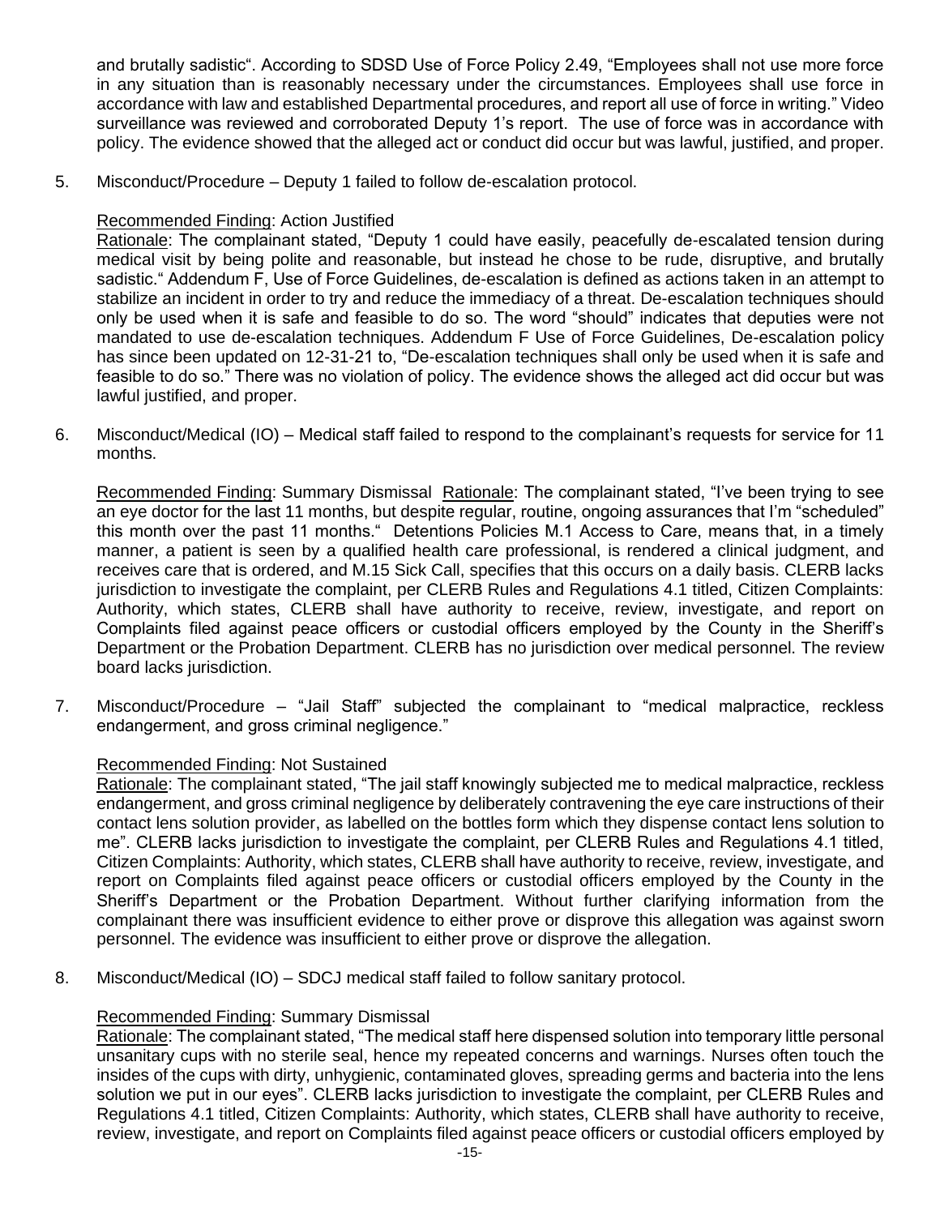and brutally sadistic". According to SDSD Use of Force Policy 2.49, "Employees shall not use more force in any situation than is reasonably necessary under the circumstances. Employees shall use force in accordance with law and established Departmental procedures, and report all use of force in writing." Video surveillance was reviewed and corroborated Deputy 1's report. The use of force was in accordance with policy. The evidence showed that the alleged act or conduct did occur but was lawful, justified, and proper.

5. Misconduct/Procedure – Deputy 1 failed to follow de-escalation protocol.

   Recommended Finding: Action Justified
   Rationale: The complainant stated, "Deputy 1 could have easily, peacefully de-escalated tension during medical visit by being polite and reasonable, but instead he chose to be rude, disruptive, and brutally sadistic." Addendum F, Use of Force Guidelines, de-escalation is defined as actions taken in an attempt to stabilize an incident in order to try and reduce the immediacy of a threat. De-escalation techniques should only be used when it is safe and feasible to do so. The word "should" indicates that deputies were not mandated to use de-escalation techniques. Addendum F Use of Force Guidelines, De-escalation policy has since been updated on 12-31-21 to, "De-escalation techniques shall only be used when it is safe and feasible to do so." There was no violation of policy. The evidence shows the alleged act did occur but was lawful justified, and proper.

6. Misconduct/Medical (IO) – Medical staff failed to respond to the complainant's requests for service for 11 months.

   Recommended Finding: Summary Dismissal Rationale: The complainant stated, "I've been trying to see an eye doctor for the last 11 months, but despite regular, routine, ongoing assurances that I'm "scheduled" this month over the past 11 months." Detentions Policies M.1 Access to Care, means that, in a timely manner, a patient is seen by a qualified health care professional, is rendered a clinical judgment, and receives care that is ordered, and M.15 Sick Call, specifies that this occurs on a daily basis. CLERB lacks jurisdiction to investigate the complaint, per CLERB Rules and Regulations 4.1 titled, Citizen Complaints: Authority, which states, CLERB shall have authority to receive, review, investigate, and report on Complaints filed against peace officers or custodial officers employed by the County in the Sheriff's Department or the Probation Department. CLERB has no jurisdiction over medical personnel. The review board lacks jurisdiction.

7. Misconduct/Procedure – "Jail Staff" subjected the complainant to "medical malpractice, reckless endangerment, and gross criminal negligence."

   Recommended Finding: Not Sustained
   Rationale: The complainant stated, "The jail staff knowingly subjected me to medical malpractice, reckless endangerment, and gross criminal negligence by deliberately contravening the eye care instructions of their contact lens solution provider, as labelled on the bottles form which they dispense contact lens solution to me". CLERB lacks jurisdiction to investigate the complaint, per CLERB Rules and Regulations 4.1 titled, Citizen Complaints: Authority, which states, CLERB shall have authority to receive, review, investigate, and report on Complaints filed against peace officers or custodial officers employed by the County in the Sheriff's Department or the Probation Department. Without further clarifying information from the complainant there was insufficient evidence to either prove or disprove this allegation was against sworn personnel. The evidence was insufficient to either prove or disprove the allegation.

8. Misconduct/Medical (IO) – SDCJ medical staff failed to follow sanitary protocol.

   Recommended Finding: Summary Dismissal
   Rationale: The complainant stated, "The medical staff here dispensed solution into temporary little personal unsanitary cups with no sterile seal, hence my repeated concerns and warnings. Nurses often touch the insides of the cups with dirty, unhygienic, contaminated gloves, spreading germs and bacteria into the lens solution we put in our eyes". CLERB lacks jurisdiction to investigate the complaint, per CLERB Rules and Regulations 4.1 titled, Citizen Complaints: Authority, which states, CLERB shall have authority to receive, review, investigate, and report on Complaints filed against peace officers or custodial officers employed by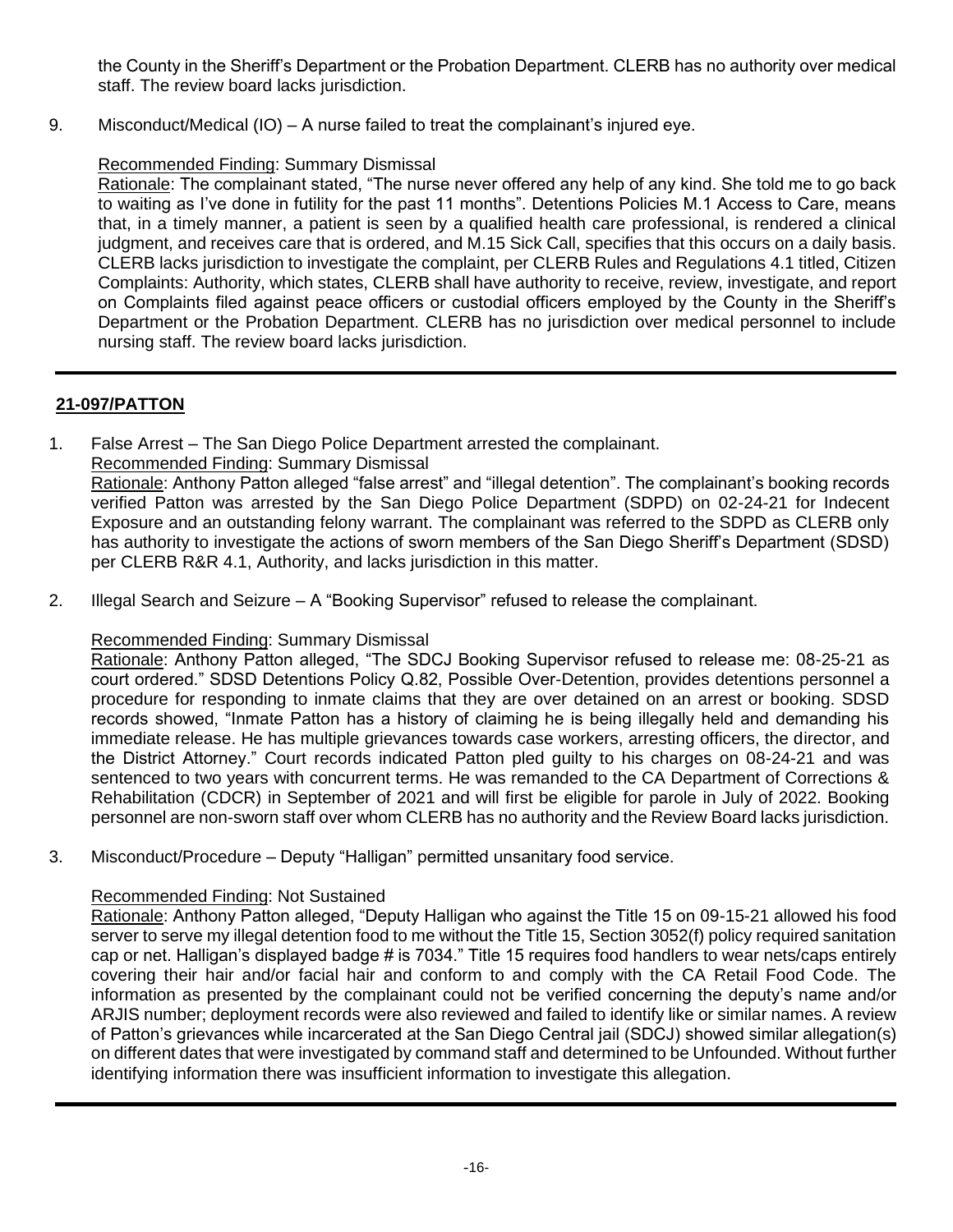the County in the Sheriff's Department or the Probation Department. CLERB has no authority over medical staff. The review board lacks jurisdiction.

9. Misconduct/Medical (IO) – A nurse failed to treat the complainant's injured eye.

   Recommended Finding: Summary Dismissal

   Rationale: The complainant stated, "The nurse never offered any help of any kind. She told me to go back to waiting as I've done in futility for the past 11 months". Detentions Policies M.1 Access to Care, means that, in a timely manner, a patient is seen by a qualified health care professional, is rendered a clinical judgment, and receives care that is ordered, and M.15 Sick Call, specifies that this occurs on a daily basis. CLERB lacks jurisdiction to investigate the complaint, per CLERB Rules and Regulations 4.1 titled, Citizen Complaints: Authority, which states, CLERB shall have authority to receive, review, investigate, and report on Complaints filed against peace officers or custodial officers employed by the County in the Sheriff's Department or the Probation Department. CLERB has no jurisdiction over medical personnel to include nursing staff. The review board lacks jurisdiction.

---

**21-097/PATTON**

1. False Arrest – The San Diego Police Department arrested the complainant.

   Recommended Finding: Summary Dismissal

   Rationale: Anthony Patton alleged "false arrest" and "illegal detention". The complainant's booking records verified Patton was arrested by the San Diego Police Department (SDPD) on 02-24-21 for Indecent Exposure and an outstanding felony warrant. The complainant was referred to the SDPD as CLERB only has authority to investigate the actions of sworn members of the San Diego Sheriff's Department (SDSD) per CLERB R&R 4.1, Authority, and lacks jurisdiction in this matter.

2. Illegal Search and Seizure – A "Booking Supervisor" refused to release the complainant.

   Recommended Finding: Summary Dismissal

   Rationale: Anthony Patton alleged, "The SDCJ Booking Supervisor refused to release me: 08-25-21 as court ordered." SDSD Detentions Policy Q.82, Possible Over-Detention, provides detentions personnel a procedure for responding to inmate claims that they are over detained on an arrest or booking. SDSD records showed, "Inmate Patton has a history of claiming he is being illegally held and demanding his immediate release. He has multiple grievances towards case workers, arresting officers, the director, and the District Attorney." Court records indicated Patton pled guilty to his charges on 08-24-21 and was sentenced to two years with concurrent terms. He was remanded to the CA Department of Corrections & Rehabilitation (CDCR) in September of 2021 and will first be eligible for parole in July of 2022. Booking personnel are non-sworn staff over whom CLERB has no authority and the Review Board lacks jurisdiction.

3. Misconduct/Procedure – Deputy "Halligan" permitted unsanitary food service.

   Recommended Finding: Not Sustained

   Rationale: Anthony Patton alleged, "Deputy Halligan who against the Title 15 on 09-15-21 allowed his food server to serve my illegal detention food to me without the Title 15, Section 3052(f) policy required sanitation cap or net. Halligan's displayed badge # is 7034." Title 15 requires food handlers to wear nets/caps entirely covering their hair and/or facial hair and conform to and comply with the CA Retail Food Code. The information as presented by the complainant could not be verified concerning the deputy's name and/or ARJIS number; deployment records were also reviewed and failed to identify like or similar names. A review of Patton's grievances while incarcerated at the San Diego Central jail (SDCJ) showed similar allegation(s) on different dates that were investigated by command staff and determined to be Unfounded. Without further identifying information there was insufficient information to investigate this allegation.

---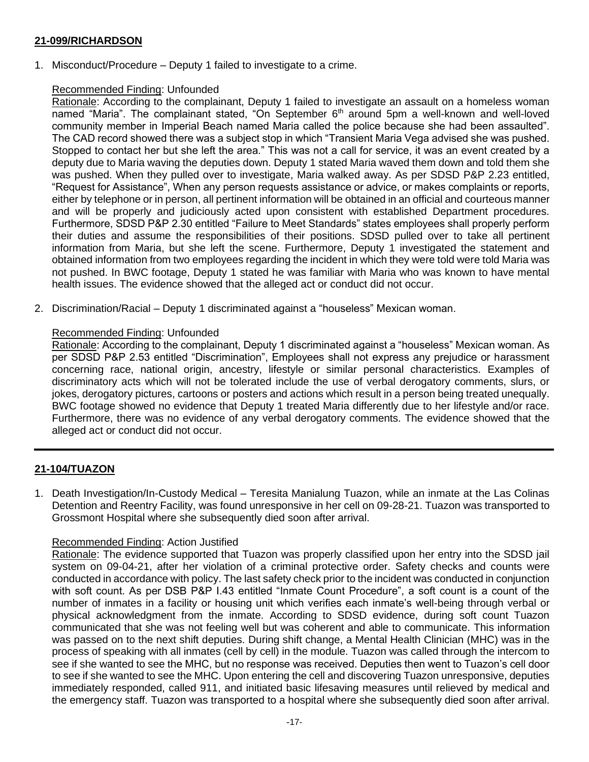## 21-099/RICHARDSON

1. Misconduct/Procedure – Deputy 1 failed to investigate to a crime.

   Recommended Finding: Unfounded

   Rationale: According to the complainant, Deputy 1 failed to investigate an assault on a homeless woman named "Maria". The complainant stated, "On September 6th around 5pm a well-known and well-loved community member in Imperial Beach named Maria called the police because she had been assaulted". The CAD record showed there was a subject stop in which "Transient Maria Vega advised she was pushed. Stopped to contact her but she left the area." This was not a call for service, it was an event created by a deputy due to Maria waving the deputies down. Deputy 1 stated Maria waved them down and told them she was pushed. When they pulled over to investigate, Maria walked away. As per SDSD P&P 2.23 entitled, "Request for Assistance", When any person requests assistance or advice, or makes complaints or reports, either by telephone or in person, all pertinent information will be obtained in an official and courteous manner and will be properly and judiciously acted upon consistent with established Department procedures. Furthermore, SDSD P&P 2.30 entitled "Failure to Meet Standards" states employees shall properly perform their duties and assume the responsibilities of their positions. SDSD pulled over to take all pertinent information from Maria, but she left the scene. Furthermore, Deputy 1 investigated the statement and obtained information from two employees regarding the incident in which they were told were told Maria was not pushed. In BWC footage, Deputy 1 stated he was familiar with Maria who was known to have mental health issues. The evidence showed that the alleged act or conduct did not occur.

2. Discrimination/Racial – Deputy 1 discriminated against a "houseless" Mexican woman.

   Recommended Finding: Unfounded

   Rationale: According to the complainant, Deputy 1 discriminated against a "houseless" Mexican woman. As per SDSD P&P 2.53 entitled "Discrimination", Employees shall not express any prejudice or harassment concerning race, national origin, ancestry, lifestyle or similar personal characteristics. Examples of discriminatory acts which will not be tolerated include the use of verbal derogatory comments, slurs, or jokes, derogatory pictures, cartoons or posters and actions which result in a person being treated unequally. BWC footage showed no evidence that Deputy 1 treated Maria differently due to her lifestyle and/or race. Furthermore, there was no evidence of any verbal derogatory comments. The evidence showed that the alleged act or conduct did not occur.

---

## 21-104/TUAZON

1. Death Investigation/In-Custody Medical – Teresita Manialung Tuazon, while an inmate at the Las Colinas Detention and Reentry Facility, was found unresponsive in her cell on 09-28-21. Tuazon was transported to Grossmont Hospital where she subsequently died soon after arrival.

   Recommended Finding: Action Justified

   Rationale: The evidence supported that Tuazon was properly classified upon her entry into the SDSD jail system on 09-04-21, after her violation of a criminal protective order. Safety checks and counts were conducted in accordance with policy. The last safety check prior to the incident was conducted in conjunction with soft count. As per DSB P&P I.43 entitled "Inmate Count Procedure", a soft count is a count of the number of inmates in a facility or housing unit which verifies each inmate's well-being through verbal or physical acknowledgment from the inmate. According to SDSD evidence, during soft count Tuazon communicated that she was not feeling well but was coherent and able to communicate. This information was passed on to the next shift deputies. During shift change, a Mental Health Clinician (MHC) was in the process of speaking with all inmates (cell by cell) in the module. Tuazon was called through the intercom to see if she wanted to see the MHC, but no response was received. Deputies then went to Tuazon's cell door to see if she wanted to see the MHC. Upon entering the cell and discovering Tuazon unresponsive, deputies immediately responded, called 911, and initiated basic lifesaving measures until relieved by medical and the emergency staff. Tuazon was transported to a hospital where she subsequently died soon after arrival.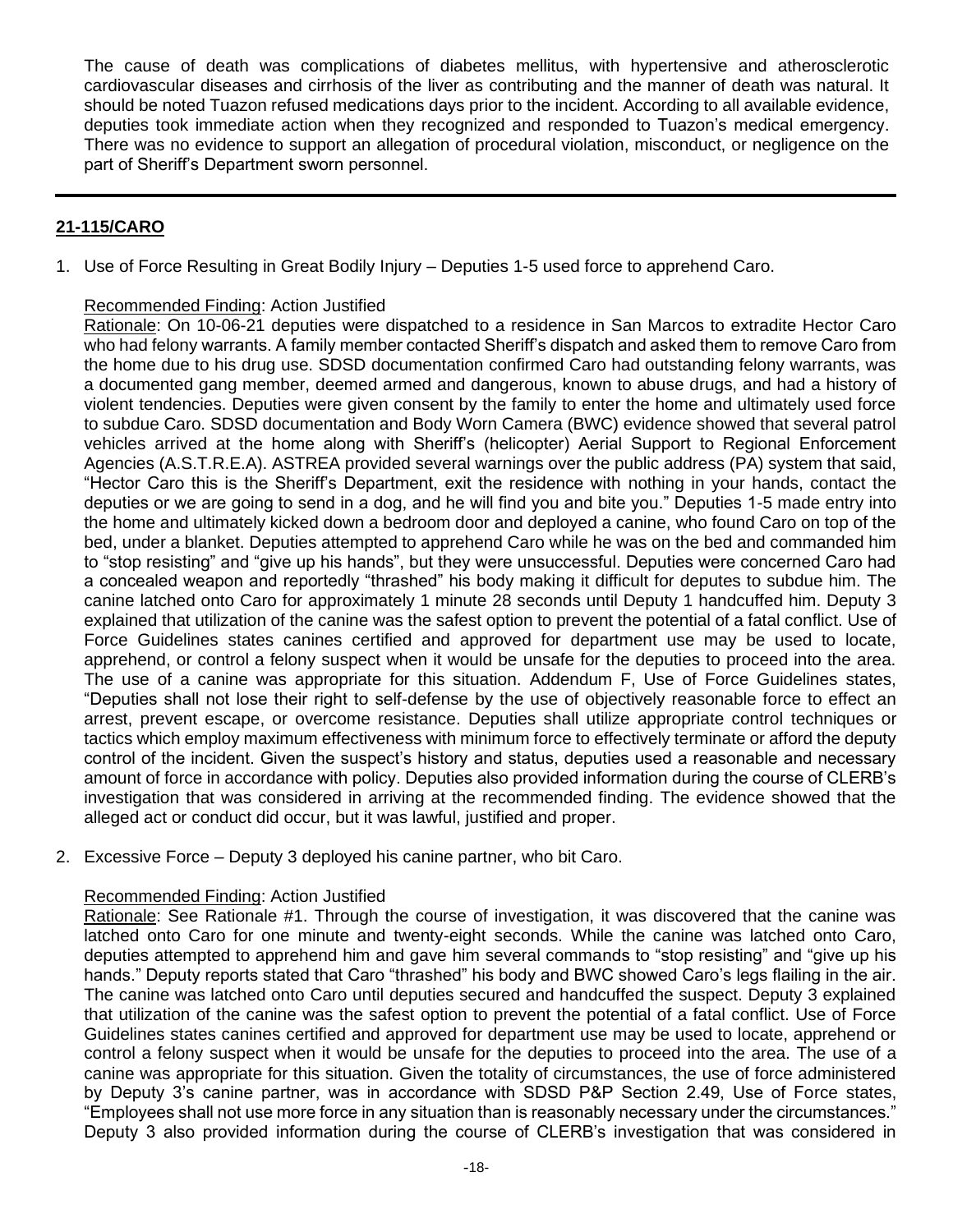The cause of death was complications of diabetes mellitus, with hypertensive and atherosclerotic cardiovascular diseases and cirrhosis of the liver as contributing and the manner of death was natural. It should be noted Tuazon refused medications days prior to the incident. According to all available evidence, deputies took immediate action when they recognized and responded to Tuazon's medical emergency. There was no evidence to support an allegation of procedural violation, misconduct, or negligence on the part of Sheriff's Department sworn personnel.

---

## 21-115/CARO

1. Use of Force Resulting in Great Bodily Injury – Deputies 1-5 used force to apprehend Caro.

   Recommended Finding: Action Justified
   Rationale: On 10-06-21 deputies were dispatched to a residence in San Marcos to extradite Hector Caro who had felony warrants. A family member contacted Sheriff's dispatch and asked them to remove Caro from the home due to his drug use. SDSD documentation confirmed Caro had outstanding felony warrants, was a documented gang member, deemed armed and dangerous, known to abuse drugs, and had a history of violent tendencies. Deputies were given consent by the family to enter the home and ultimately used force to subdue Caro. SDSD documentation and Body Worn Camera (BWC) evidence showed that several patrol vehicles arrived at the home along with Sheriff's (helicopter) Aerial Support to Regional Enforcement Agencies (A.S.T.R.E.A). ASTREA provided several warnings over the public address (PA) system that said, "Hector Caro this is the Sheriff's Department, exit the residence with nothing in your hands, contact the deputies or we are going to send in a dog, and he will find you and bite you." Deputies 1-5 made entry into the home and ultimately kicked down a bedroom door and deployed a canine, who found Caro on top of the bed, under a blanket. Deputies attempted to apprehend Caro while he was on the bed and commanded him to "stop resisting" and "give up his hands", but they were unsuccessful. Deputies were concerned Caro had a concealed weapon and reportedly "thrashed" his body making it difficult for deputes to subdue him. The canine latched onto Caro for approximately 1 minute 28 seconds until Deputy 1 handcuffed him. Deputy 3 explained that utilization of the canine was the safest option to prevent the potential of a fatal conflict. Use of Force Guidelines states canines certified and approved for department use may be used to locate, apprehend, or control a felony suspect when it would be unsafe for the deputies to proceed into the area. The use of a canine was appropriate for this situation. Addendum F, Use of Force Guidelines states, "Deputies shall not lose their right to self-defense by the use of objectively reasonable force to effect an arrest, prevent escape, or overcome resistance. Deputies shall utilize appropriate control techniques or tactics which employ maximum effectiveness with minimum force to effectively terminate or afford the deputy control of the incident. Given the suspect's history and status, deputies used a reasonable and necessary amount of force in accordance with policy. Deputies also provided information during the course of CLERB's investigation that was considered in arriving at the recommended finding. The evidence showed that the alleged act or conduct did occur, but it was lawful, justified and proper.

2. Excessive Force – Deputy 3 deployed his canine partner, who bit Caro.

   Recommended Finding: Action Justified
   Rationale: See Rationale #1. Through the course of investigation, it was discovered that the canine was latched onto Caro for one minute and twenty-eight seconds. While the canine was latched onto Caro, deputies attempted to apprehend him and gave him several commands to "stop resisting" and "give up his hands." Deputy reports stated that Caro "thrashed" his body and BWC showed Caro's legs flailing in the air. The canine was latched onto Caro until deputies secured and handcuffed the suspect. Deputy 3 explained that utilization of the canine was the safest option to prevent the potential of a fatal conflict. Use of Force Guidelines states canines certified and approved for department use may be used to locate, apprehend or control a felony suspect when it would be unsafe for the deputies to proceed into the area. The use of a canine was appropriate for this situation. Given the totality of circumstances, the use of force administered by Deputy 3's canine partner, was in accordance with SDSD P&P Section 2.49, Use of Force states, "Employees shall not use more force in any situation than is reasonably necessary under the circumstances." Deputy 3 also provided information during the course of CLERB's investigation that was considered in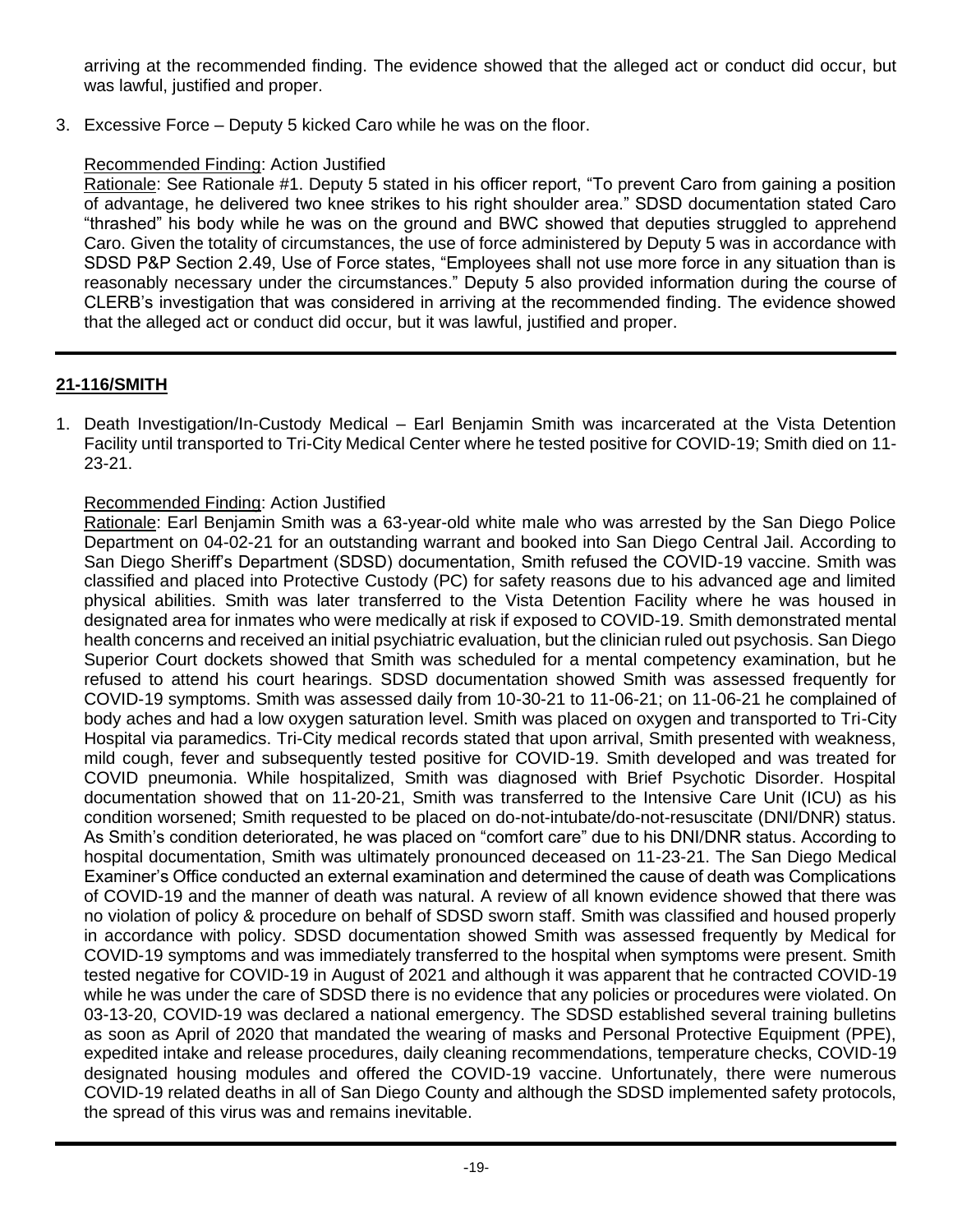arriving at the recommended finding. The evidence showed that the alleged act or conduct did occur, but was lawful, justified and proper.

3. Excessive Force – Deputy 5 kicked Caro while he was on the floor.

   Recommended Finding: Action Justified
   Rationale: See Rationale #1. Deputy 5 stated in his officer report, "To prevent Caro from gaining a position of advantage, he delivered two knee strikes to his right shoulder area." SDSD documentation stated Caro "thrashed" his body while he was on the ground and BWC showed that deputies struggled to apprehend Caro. Given the totality of circumstances, the use of force administered by Deputy 5 was in accordance with SDSD P&P Section 2.49, Use of Force states, "Employees shall not use more force in any situation than is reasonably necessary under the circumstances." Deputy 5 also provided information during the course of CLERB's investigation that was considered in arriving at the recommended finding. The evidence showed that the alleged act or conduct did occur, but it was lawful, justified and proper.

---

## 21-116/SMITH

1. Death Investigation/In-Custody Medical – Earl Benjamin Smith was incarcerated at the Vista Detention Facility until transported to Tri-City Medical Center where he tested positive for COVID-19; Smith died on 11-23-21.

   Recommended Finding: Action Justified
   Rationale: Earl Benjamin Smith was a 63-year-old white male who was arrested by the San Diego Police Department on 04-02-21 for an outstanding warrant and booked into San Diego Central Jail. According to San Diego Sheriff's Department (SDSD) documentation, Smith refused the COVID-19 vaccine. Smith was classified and placed into Protective Custody (PC) for safety reasons due to his advanced age and limited physical abilities. Smith was later transferred to the Vista Detention Facility where he was housed in designated area for inmates who were medically at risk if exposed to COVID-19. Smith demonstrated mental health concerns and received an initial psychiatric evaluation, but the clinician ruled out psychosis. San Diego Superior Court dockets showed that Smith was scheduled for a mental competency examination, but he refused to attend his court hearings. SDSD documentation showed Smith was assessed frequently for COVID-19 symptoms. Smith was assessed daily from 10-30-21 to 11-06-21; on 11-06-21 he complained of body aches and had a low oxygen saturation level. Smith was placed on oxygen and transported to Tri-City Hospital via paramedics. Tri-City medical records stated that upon arrival, Smith presented with weakness, mild cough, fever and subsequently tested positive for COVID-19. Smith developed and was treated for COVID pneumonia. While hospitalized, Smith was diagnosed with Brief Psychotic Disorder. Hospital documentation showed that on 11-20-21, Smith was transferred to the Intensive Care Unit (ICU) as his condition worsened; Smith requested to be placed on do-not-intubate/do-not-resuscitate (DNI/DNR) status. As Smith's condition deteriorated, he was placed on "comfort care" due to his DNI/DNR status. According to hospital documentation, Smith was ultimately pronounced deceased on 11-23-21. The San Diego Medical Examiner's Office conducted an external examination and determined the cause of death was Complications of COVID-19 and the manner of death was natural. A review of all known evidence showed that there was no violation of policy & procedure on behalf of SDSD sworn staff. Smith was classified and housed properly in accordance with policy. SDSD documentation showed Smith was assessed frequently by Medical for COVID-19 symptoms and was immediately transferred to the hospital when symptoms were present. Smith tested negative for COVID-19 in August of 2021 and although it was apparent that he contracted COVID-19 while he was under the care of SDSD there is no evidence that any policies or procedures were violated. On 03-13-20, COVID-19 was declared a national emergency. The SDSD established several training bulletins as soon as April of 2020 that mandated the wearing of masks and Personal Protective Equipment (PPE), expedited intake and release procedures, daily cleaning recommendations, temperature checks, COVID-19 designated housing modules and offered the COVID-19 vaccine. Unfortunately, there were numerous COVID-19 related deaths in all of San Diego County and although the SDSD implemented safety protocols, the spread of this virus was and remains inevitable.

---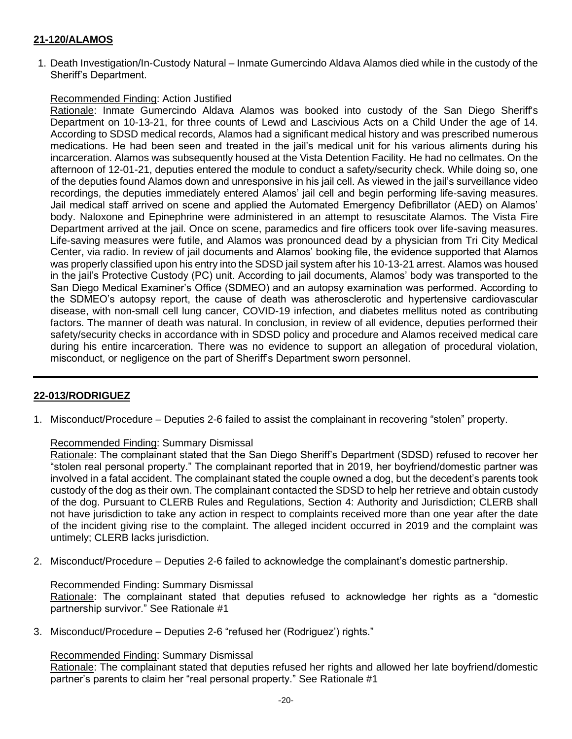**21-120/ALAMOS**

1. Death Investigation/In-Custody Natural – Inmate Gumercindo Aldava Alamos died while in the custody of the Sheriff's Department.

   Recommended Finding: Action Justified
   Rationale: Inmate Gumercindo Aldava Alamos was booked into custody of the San Diego Sheriff's Department on 10-13-21, for three counts of Lewd and Lascivious Acts on a Child Under the age of 14. According to SDSD medical records, Alamos had a significant medical history and was prescribed numerous medications. He had been seen and treated in the jail's medical unit for his various aliments during his incarceration. Alamos was subsequently housed at the Vista Detention Facility. He had no cellmates. On the afternoon of 12-01-21, deputies entered the module to conduct a safety/security check. While doing so, one of the deputies found Alamos down and unresponsive in his jail cell. As viewed in the jail's surveillance video recordings, the deputies immediately entered Alamos' jail cell and begin performing life-saving measures. Jail medical staff arrived on scene and applied the Automated Emergency Defibrillator (AED) on Alamos' body. Naloxone and Epinephrine were administered in an attempt to resuscitate Alamos. The Vista Fire Department arrived at the jail. Once on scene, paramedics and fire officers took over life-saving measures. Life-saving measures were futile, and Alamos was pronounced dead by a physician from Tri City Medical Center, via radio. In review of jail documents and Alamos' booking file, the evidence supported that Alamos was properly classified upon his entry into the SDSD jail system after his 10-13-21 arrest. Alamos was housed in the jail's Protective Custody (PC) unit. According to jail documents, Alamos' body was transported to the San Diego Medical Examiner's Office (SDMEO) and an autopsy examination was performed. According to the SDMEO's autopsy report, the cause of death was atherosclerotic and hypertensive cardiovascular disease, with non-small cell lung cancer, COVID-19 infection, and diabetes mellitus noted as contributing factors. The manner of death was natural. In conclusion, in review of all evidence, deputies performed their safety/security checks in accordance with in SDSD policy and procedure and Alamos received medical care during his entire incarceration. There was no evidence to support an allegation of procedural violation, misconduct, or negligence on the part of Sheriff's Department sworn personnel.

---

**22-013/RODRIGUEZ**

1. Misconduct/Procedure – Deputies 2-6 failed to assist the complainant in recovering "stolen" property.

   Recommended Finding: Summary Dismissal
   Rationale: The complainant stated that the San Diego Sheriff's Department (SDSD) refused to recover her "stolen real personal property." The complainant reported that in 2019, her boyfriend/domestic partner was involved in a fatal accident. The complainant stated the couple owned a dog, but the decedent's parents took custody of the dog as their own. The complainant contacted the SDSD to help her retrieve and obtain custody of the dog. Pursuant to CLERB Rules and Regulations, Section 4: Authority and Jurisdiction; CLERB shall not have jurisdiction to take any action in respect to complaints received more than one year after the date of the incident giving rise to the complaint. The alleged incident occurred in 2019 and the complaint was untimely; CLERB lacks jurisdiction.

2. Misconduct/Procedure – Deputies 2-6 failed to acknowledge the complainant's domestic partnership.

   Recommended Finding: Summary Dismissal
   Rationale: The complainant stated that deputies refused to acknowledge her rights as a "domestic partnership survivor." See Rationale #1

3. Misconduct/Procedure – Deputies 2-6 "refused her (Rodriguez') rights."

   Recommended Finding: Summary Dismissal
   Rationale: The complainant stated that deputies refused her rights and allowed her late boyfriend/domestic partner's parents to claim her "real personal property." See Rationale #1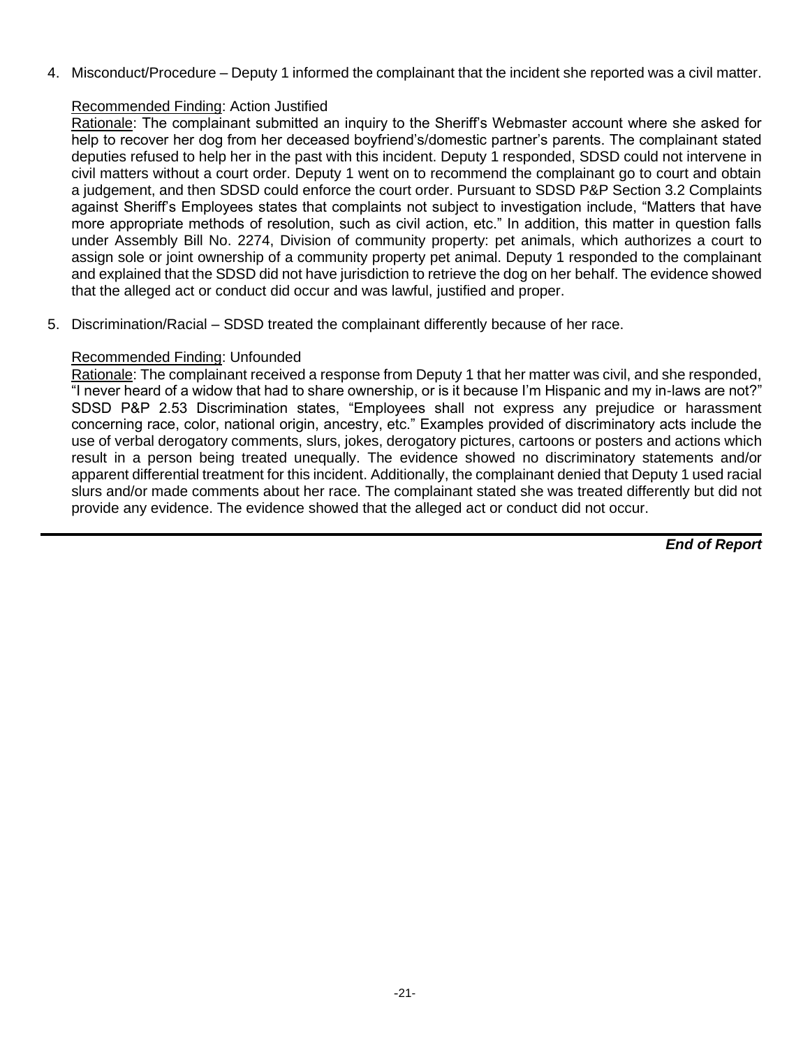4. Misconduct/Procedure – Deputy 1 informed the complainant that the incident she reported was a civil matter.

   Recommended Finding: Action Justified

   Rationale: The complainant submitted an inquiry to the Sheriff's Webmaster account where she asked for help to recover her dog from her deceased boyfriend's/domestic partner's parents. The complainant stated deputies refused to help her in the past with this incident. Deputy 1 responded, SDSD could not intervene in civil matters without a court order. Deputy 1 went on to recommend the complainant go to court and obtain a judgement, and then SDSD could enforce the court order. Pursuant to SDSD P&P Section 3.2 Complaints against Sheriff's Employees states that complaints not subject to investigation include, "Matters that have more appropriate methods of resolution, such as civil action, etc." In addition, this matter in question falls under Assembly Bill No. 2274, Division of community property: pet animals, which authorizes a court to assign sole or joint ownership of a community property pet animal. Deputy 1 responded to the complainant and explained that the SDSD did not have jurisdiction to retrieve the dog on her behalf. The evidence showed that the alleged act or conduct did occur and was lawful, justified and proper.

5. Discrimination/Racial – SDSD treated the complainant differently because of her race.

   Recommended Finding: Unfounded

   Rationale: The complainant received a response from Deputy 1 that her matter was civil, and she responded, "I never heard of a widow that had to share ownership, or is it because I'm Hispanic and my in-laws are not?" SDSD P&P 2.53 Discrimination states, "Employees shall not express any prejudice or harassment concerning race, color, national origin, ancestry, etc." Examples provided of discriminatory acts include the use of verbal derogatory comments, slurs, jokes, derogatory pictures, cartoons or posters and actions which result in a person being treated unequally. The evidence showed no discriminatory statements and/or apparent differential treatment for this incident. Additionally, the complainant denied that Deputy 1 used racial slurs and/or made comments about her race. The complainant stated she was treated differently but did not provide any evidence. The evidence showed that the alleged act or conduct did not occur.

---

***End of Report***